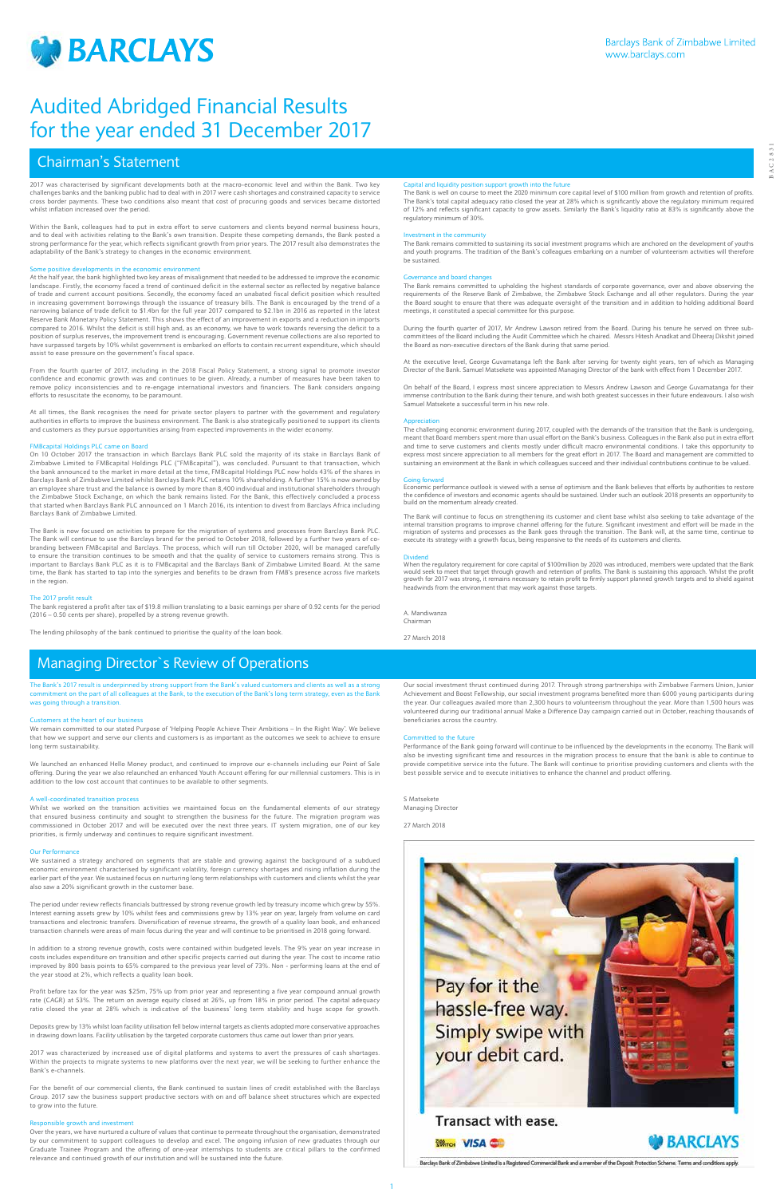# BARCLAYS

Barclays Bank of Zimbabwe Limited
www.barclays.com

# Audited Abridged Financial Results for the year ended 31 December 2017

## Chairman's Statement

2017 was characterised by significant developments both at the macro-economic level and within the Bank. Two key challenges banks and the banking public had to deal with in 2017 were cash shortages and constrained capacity to service cross border payments. These two conditions also meant that cost of procuring goods and services became distorted whilst inflation increased over the period.

Within the Bank, colleagues had to put in extra effort to serve customers and clients beyond normal business hours, and to deal with activities relating to the Bank's own transition. Despite these competing demands, the Bank posted a strong performance for the year, which reflects significant growth from prior years. The 2017 result also demonstrates the adaptability of the Bank's strategy to changes in the economic environment.

### Some positive developments in the economic environment

At the half year, the bank highlighted two key areas of misalignment that needed to be addressed to improve the economic landscape. Firstly, the economy faced a trend of continued deficit in the external sector as reflected by negative balance of trade and current account positions. Secondly, the economy faced an unabated fiscal deficit position which resulted in increasing government borrowings through the issuance of treasury bills. The Bank is encouraged by the trend of a narrowing balance of trade deficit to $1.4bn for the full year 2017 compared to $2.1bn in 2016 as reported in the latest Reserve Bank Monetary Policy Statement. This shows the effect of an improvement in exports and a reduction in imports compared to 2016. Whilst the deficit is still high and, as an economy, we have to work towards reversing the deficit to a position of surplus reserves, the improvement trend is encouraging. Government revenue collections are also reported to have surpassed targets by 10% whilst government is embarked on efforts to contain recurrent expenditure, which should assist to ease pressure on the government's fiscal space.

From the fourth quarter of 2017, including in the 2018 Fiscal Policy Statement, a strong signal to promote investor confidence and economic growth was and continues to be given. Already, a number of measures have been taken to remove policy inconsistencies and to re-engage international investors and financiers. The Bank considers ongoing efforts to resuscitate the economy, to be paramount.

At all times, the Bank recognises the need for private sector players to partner with the government and regulatory authorities in efforts to improve the business environment. The Bank is also strategically positioned to support its clients and customers as they pursue opportunities arising from expected improvements in the wider economy.

### FMBcapital Holdings PLC came on Board

On 10 October 2017 the transaction in which Barclays Bank PLC sold the majority of its stake in Barclays Bank of Zimbabwe Limited to FMBcapital Holdings PLC ("FMBcapital"), was concluded. Pursuant to that transaction, which the bank announced to the market in more detail at the time, FMBcapital Holdings PLC now holds 43% of the shares in Barclays Bank of Zimbabwe Limited whilst Barclays Bank PLC retains 10% shareholding. A further 15% is now owned by an employee share trust and the balance is owned by more than 8,400 individual and institutional shareholders through the Zimbabwe Stock Exchange, on which the bank remains listed. For the Bank, this effectively concluded a process that started when Barclays Bank PLC announced on 1 March 2016, its intention to divest from Barclays Africa including Barclays Bank of Zimbabwe Limited.

The Bank is now focused on activities to prepare for the migration of systems and processes from Barclays Bank PLC. The Bank will continue to use the Barclays brand for the period to October 2018, followed by a further two years of co-branding between FMBcapital and Barclays. The process, which will run till October 2020, will be managed carefully to ensure the transition continues to be smooth and that the quality of service to customers remains strong. This is important to Barclays Bank PLC as it is to FMBcapital and the Barclays Bank of Zimbabwe Limited Board. At the same time, the Bank has started to tap into the synergies and benefits to be drawn from FMB's presence across five markets in the region.

### The 2017 profit result

The bank registered a profit after tax of $19.8 million translating to a basic earnings per share of 0.92 cents for the period (2016 – 0.50 cents per share), propelled by a strong revenue growth.

The lending philosophy of the bank continued to prioritise the quality of the loan book.

### Capital and liquidity position support growth into the future

The Bank is well on course to meet the 2020 minimum core capital level of $100 million from growth and retention of profits. The Bank's total capital adequacy ratio closed the year at 28% which is significantly above the regulatory minimum required of 12% and reflects significant capacity to grow assets. Similarly the Bank's liquidity ratio at 83% is significantly above the regulatory minimum of 30%.

### Investment in the community

The Bank remains committed to sustaining its social investment programs which are anchored on the development of youths and youth programs. The tradition of the Bank's colleagues embarking on a number of volunteerism activities will therefore be sustained.

### Governance and board changes

The Bank remains committed to upholding the highest standards of corporate governance, over and above observing the requirements of the Reserve Bank of Zimbabwe, the Zimbabwe Stock Exchange and all other regulators. During the year the Board sought to ensure that there was adequate oversight of the transition and in addition to holding additional Board meetings, it constituted a special committee for this purpose.

During the fourth quarter of 2017, Mr Andrew Lawson retired from the Board. During his tenure he served on three sub-committees of the Board including the Audit Committee which he chaired. Messrs Hitesh Anadkat and Dheeraj Dikshit joined the Board as non-executive directors of the Bank during that same period.

At the executive level, George Guvamatanga left the Bank after serving for twenty eight years, ten of which as Managing Director of the Bank. Samuel Matsekete was appointed Managing Director of the bank with effect from 1 December 2017.

On behalf of the Board, I express most sincere appreciation to Messrs Andrew Lawson and George Guvamatanga for their immense contribution to the Bank during their tenure, and wish both greatest successes in their future endeavours. I also wish Samuel Matsekete a successful term in his new role.

### Appreciation

The challenging economic environment during 2017, coupled with the demands of the transition that the Bank is undergoing, meant that Board members spent more than usual effort on the Bank's business. Colleagues in the Bank also put in extra effort and time to serve customers and clients mostly under difficult macro environmental conditions. I take this opportunity to express most sincere appreciation to all members for the great effort in 2017. The Board and management are committed to sustaining an environment at the Bank in which colleagues succeed and their individual contributions continue to be valued.

### Going forward

Economic performance outlook is viewed with a sense of optimism and the Bank believes that efforts by authorities to restore the confidence of investors and economic agents should be sustained. Under such an outlook 2018 presents an opportunity to build on the momentum already created.

The Bank will continue to focus on strengthening its customer and client base whilst also seeking to take advantage of the internal transition programs to improve channel offering for the future. Significant investment and effort will be made in the migration of systems and processes as the Bank goes through the transition. The Bank will, at the same time, continue to execute its strategy with a growth focus, being responsive to the needs of its customers and clients.

### Dividend

When the regulatory requirement for core capital of $100million by 2020 was introduced, members were updated that the Bank would seek to meet that target through growth and retention of profits. The Bank is sustaining this approach. Whilst the profit growth for 2017 was strong, it remains necessary to retain profit to firmly support planned growth targets and to shield against headwinds from the environment that may work against those targets.

A. Mandiwanza
Chairman

27 March 2018

## Managing Director`s Review of Operations

The Bank's 2017 result is underpinned by strong support from the Bank's valued customers and clients as well as a strong commitment on the part of all colleagues at the Bank, to the execution of the Bank's long term strategy, even as the Bank was going through a transition.

### Customers at the heart of our business

We remain committed to our stated Purpose of 'Helping People Achieve Their Ambitions – In the Right Way'. We believe that how we support and serve our clients and customers is as important as the outcomes we seek to achieve to ensure long term sustainability.

We launched an enhanced Hello Money product, and continued to improve our e-channels including our Point of Sale offering. During the year we also relaunched an enhanced Youth Account offering for our millennial customers. This is in addition to the low cost account that continues to be available to other segments.

### A well-coordinated transition process

Whilst we worked on the transition activities we maintained focus on the fundamental elements of our strategy that ensured business continuity and sought to strengthen the business for the future. The migration program was commissioned in October 2017 and will be executed over the next three years. IT system migration, one of our key priorities, is firmly underway and continues to require significant investment.

### Our Performance

We sustained a strategy anchored on segments that are stable and growing against the background of a subdued economic environment characterised by significant volatility, foreign currency shortages and rising inflation during the earlier part of the year. We sustained focus on nurturing long term relationships with customers and clients whilst the year also saw a 20% significant growth in the customer base.

The period under review reflects financials buttressed by strong revenue growth led by treasury income which grew by 55%. Interest earning assets grew by 10% whilst fees and commissions grew by 13% year on year, largely from volume on card transactions and electronic transfers. Diversification of revenue streams, the growth of a quality loan book, and enhanced transaction channels were areas of main focus during the year and will continue to be prioritised in 2018 going forward.

In addition to a strong revenue growth, costs were contained within budgeted levels. The 9% year on year increase in costs includes expenditure on transition and other specific projects carried out during the year. The cost to income ratio improved by 800 basis points to 65% compared to the previous year level of 73%. Non - performing loans at the end of the year stood at 2%, which reflects a quality loan book.

Profit before tax for the year was $25m, 75% up from prior year and representing a five year compound annual growth rate (CAGR) at 53%. The return on average equity closed at 26%, up from 18% in prior period. The capital adequacy ratio closed the year at 28% which is indicative of the business' long term stability and huge scope for growth.

Deposits grew by 13% whilst loan facility utilisation fell below internal targets as clients adopted more conservative approaches in drawing down loans. Facility utilisation by the targeted corporate customers thus came out lower than prior years.

2017 was characterized by increased use of digital platforms and systems to avert the pressures of cash shortages. Within the projects to migrate systems to new platforms over the next year, we will be seeking to further enhance the Bank's e-channels.

For the benefit of our commercial clients, the Bank continued to sustain lines of credit established with the Barclays Group. 2017 saw the business support productive sectors with on and off balance sheet structures which are expected to grow into the future.

### Responsible growth and investment

Over the years, we have nurtured a culture of values that continue to permeate throughout the organisation, demonstrated by our commitment to support colleagues to develop and excel. The ongoing infusion of new graduates through our Graduate Trainee Program and the offering of one-year internships to students are critical pillars to the confirmed relevance and continued growth of our institution and will be sustained into the future.

Our social investment thrust continued during 2017. Through strong partnerships with Zimbabwe Farmers Union, Junior Achievement and Boost Fellowship, our social investment programs benefited more than 6000 young participants during the year. Our colleagues availed more than 2,300 hours to volunteerism throughout the year. More than 1,500 hours was volunteered during our traditional annual Make a Difference Day campaign carried out in October, reaching thousands of beneficiaries across the country.

### Committed to the future

Performance of the Bank going forward will continue to be influenced by the developments in the economy. The Bank will also be investing significant time and resources in the migration process to ensure that the bank is able to continue to provide competitive service into the future. The Bank will continue to prioritise providing customers and clients with the best possible service and to execute initiatives to enhance the channel and product offering.

S Matsekete
Managing Director

27 March 2018

Pay for it the hassle-free way. Simply swipe with your debit card.

Transact with ease.

Barclays Bank of Zimbabwe Limited is a Registered Commercial Bank and a member of the Deposit Protection Scheme. Terms and conditions apply.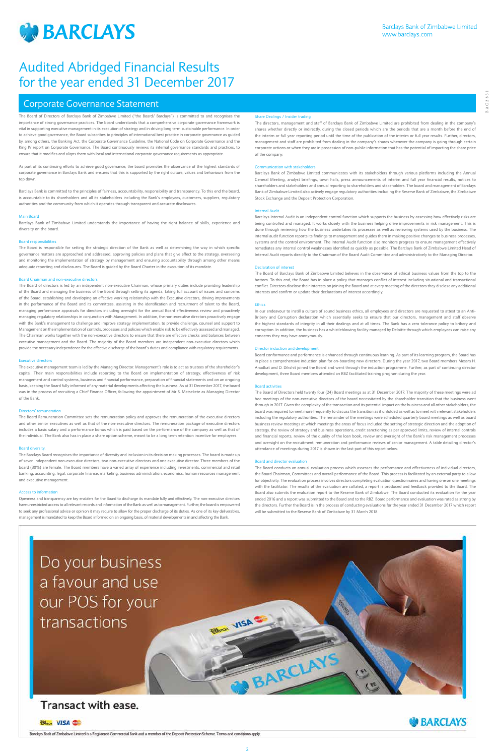# Audited Abridged Financial Results for the year ended 31 December 2017

## Corporate Governance Statement

The Board of Directors of Barclays Bank of Zimbabwe Limited ("the Board/ Barclays") is committed to and recognises the importance of strong governance practices. The board understands that a comprehensive corporate governance framework is vital in supporting executive management in its execution of strategy and in driving long term sustainable performance. In order to achieve good governance, the Board subscribes to principles of international best practice in corporate governance as guided by, among others, the Banking Act, the Corporate Governance Guideline, the National Code on Corporate Governance and the King IV report on Corporate Governance. The Board continuously reviews its internal governance standards and practices, to ensure that it modifies and aligns them with local and international corporate governance requirements as appropriate.

As part of its continuing efforts to achieve good governance, the board promotes the observance of the highest standards of corporate governance in Barclays Bank and ensures that this is supported by the right culture, values and behaviours from the top down.

Barclays Bank is committed to the principles of fairness, accountability, responsibility and transparency. To this end the board, is accountable to its shareholders and all its stakeholders including the Bank's employees, customers, suppliers, regulatory authorities and the community from which it operates through transparent and accurate disclosures.

### Main Board

Barclays Bank of Zimbabwe Limited understands the importance of having the right balance of skills, experience and diversity on the board.

### Board responsibilities

The Board is responsible for setting the strategic direction of the Bank as well as determining the way in which specific governance matters are approached and addressed, approving policies and plans that give effect to the strategy, overseeing and monitoring the implementation of strategy by management and ensuring accountability through among other means adequate reporting and disclosures. The Board is guided by the Board Charter in the execution of its mandate.

### Board Chairman and non-executive directors

The Board of directors is led by an independent non-executive Chairman, whose primary duties include providing leadership of the Board and managing the business of the Board through setting its agenda, taking full account of issues and concerns of the Board, establishing and developing an effective working relationship with the Executive directors, driving improvements in the performance of the Board and its committees, assisting in the identification and recruitment of talent to the Board, managing performance appraisals for directors including oversight for the annual Board effectiveness review and proactively managing regulatory relationships in conjunction with Management. In addition, the non-executive directors proactively engage with the Bank's management to challenge and improve strategy implementation, to provide challenge, counsel and support to Management on the implementation of controls, processes and policies which enable risk to be effectively assessed and managed. The Chairman works together with the non-executive directors to ensure that there are effective checks and balances between executive management and the Board. The majority of the Board members are independent non-executive directors which provide the necessary independence for the effective discharge of the board's duties and compliance with regulatory requirements.

### Executive directors

The executive management team is led by the Managing Director. Management's role is to act as trustees of the shareholder's capital. Their main responsibilities include reporting to the Board on implementation of strategy, effectiveness of risk management and control systems, business and financial performance, preparation of financial statements and on an ongoing basis, keeping the Board fully informed of any material developments affecting the business. As at 31 December 2017, the board was in the process of recruiting a Chief Finance Officer, following the appointment of Mr S. Matsekete as Managing Director of the Bank.

### Directors' remuneration

The Board Remuneration Committee sets the remuneration policy and approves the remuneration of the executive directors and other senior executives as well as that of the non-executive directors. The remuneration package of executive directors includes a basic salary and a performance bonus which is paid based on the performance of the company as well as that of the individual. The Bank also has in place a share option scheme, meant to be a long term retention incentive for employees.

### Board diversity.

The Barclays Board recognises the importance of diversity and inclusion in its decision making processes. The board is made up of seven independent non-executive directors, two non-executive directors and one executive director. Three members of the board (30%) are female. The Board members have a varied array of experience including investments, commercial and retail banking, accounting, legal, corporate finance, marketing, business administration, economics, human resources management and executive management.

### Access to information

Openness and transparency are key enablers for the Board to discharge its mandate fully and effectively. The non-executive directors have unrestricted access to all relevant records and information of the Bank as well as to management. Further, the board is empowered to seek any professional advice or opinion it may require to allow for the proper discharge of its duties. As one of its key deliverables, management is mandated to keep the Board informed on an ongoing basis, of material developments in and affecting the Bank.

### Share Dealings / Insider trading

The directors, management and staff of Barclays Bank of Zimbabwe Limited are prohibited from dealing in the company's shares whether directly or indirectly, during the closed periods which are the periods that are a month before the end of the interim or full year reporting period until the time of the publication of the interim or full year results. Further, directors, management and staff are prohibited from dealing in the company's shares whenever the company is going through certain corporate actions or when they are in possession of non-public information that has the potential of impacting the share price of the company.

### Communication with stakeholders

Barclays Bank of Zimbabwe Limited communicates with its stakeholders through various platforms including the Annual General Meeting, analyst briefings, town halls, press announcements of interim and full year financial results, notices to shareholders and stakeholders and annual reporting to shareholders and stakeholders. The board and management of Barclays Bank of Zimbabwe Limited also actively engage regulatory authorities including the Reserve Bank of Zimbabwe, the Zimbabwe Stock Exchange and the Deposit Protection Corporation.

### Internal Audit

Barclays Internal Audit is an independent control function which supports the business by assessing how effectively risks are being controlled and managed. It works closely with the business helping drive improvements in risk management. This is done through reviewing how the business undertakes its processes as well as reviewing systems used by the business. The internal audit function reports its findings to management and guides them in making positive changes to business processes, systems and the control environment. The Internal Audit function also monitors progress to ensure management effectively remediates any internal control weaknesses identified as quickly as possible. The Barclays Bank of Zimbabwe Limited Head of Internal Audit reports directly to the Chairman of the Board Audit Committee and administratively to the Managing Director.

### Declaration of interest

The Board of Barclays Bank of Zimbabwe Limited believes in the observance of ethical business values from the top to the bottom. To this end, the Board has in place a policy that manages conflict of interest including situational and transactional conflict. Directors disclose their interests on joining the Board and at every meeting of the directors they disclose any additional interests and confirm or update their declarations of interest accordingly.

### Ethics

In our endeavour to instill a culture of sound business ethics, all employees and directors are requested to attest to an Anti-Bribery and Corruption declaration which essentially seeks to ensure that our directors, management and staff observe the highest standards of integrity in all their dealings and at all times. The Bank has a zero tolerance policy to bribery and corruption. In addition, the business has a whistleblowing facility managed by Deloitte through which employees can raise any concerns they may have anonymously.

### Director induction and development

Board conformance and performance is enhanced through continuous learning. As part of its learning program, the Board has in place a comprehensive induction plan for on-boarding new directors. During the year 2017, two Board members Messrs H. Anadkat and D. Dikshit joined the Board and went through the induction programme. Further, as part of continuing director development, three Board members attended an RBZ facilitated training program during the year.

### Board activities

The Board of Directors held twenty four (24) Board meetings as at 31 December 2017. The majority of these meetings were ad hoc meetings of the non-executive directors of the board necessitated by the shareholder transition that the business went through in 2017. Given the complexity of the transaction and its potential impact on the business and all other stakeholders, the board was required to meet more frequently to discuss the transition as it unfolded as well as to meet with relevant stakeholders including the regulatory authorities. The remainder of the meetings were scheduled quarterly board meetings as well as board business review meetings at which meetings the areas of focus included the setting of strategic direction and the adoption of strategy, the review of strategy and business operations, credit sanctioning as per approved limits, review of internal controls and financial reports, review of the quality of the loan book, review and oversight of the Bank's risk management processes and oversight on the recruitment, remuneration and performance reviews of senior management. A table detailing director's attendance of meetings during 2017 is shown in the last part of this report below.

### Board and director evaluation

The Board conducts an annual evaluation process which assesses the performance and effectiveness of individual directors, the Board Chairman, Committees and overall performance of the Board. This process is facilitated by an external party to allow for objectivity. The evaluation process involves directors completing evaluation questionnaires and having one on one meetings with the facilitator. The results of the evaluation are collated, a report is produced and feedback provided to the Board. The Board also submits the evaluation report to the Reserve Bank of Zimbabwe. The Board conducted its evaluation for the year ended 2016 and a report was submitted to the Board and to the RBZ. Board performance and evaluation was rated as strong by the directors. Further the Board is in the process of conducting evaluations for the year ended 31 December 2017 which report will be submitted to the Reserve Bank of Zimbabwe by 31 March 2018.

Do your business a favour and use our POS for your transactions

Transact with ease.

Barclays Bank of Zimbabwe Limited is a Registered Commercial Bank and a member of the Deposit Protection Scheme. Terms and conditions apply.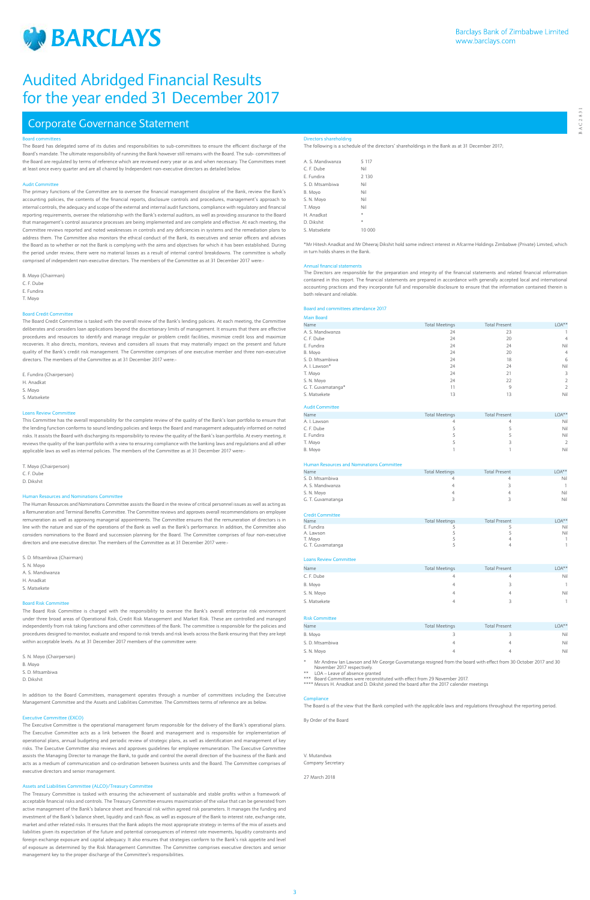# Audited Abridged Financial Results for the year ended 31 December 2017

Barclays Bank of Zimbabwe Limited
www.barclays.com

## Corporate Governance Statement

### Board committees

The Board has delegated some of its duties and responsibilities to sub-committees to ensure the efficient discharge of the Board's mandate. The ultimate responsibility of running the Bank however still remains with the Board. The sub- committees of the Board are regulated by terms of reference which are reviewed every year or as and when necessary. The Committees meet at least once every quarter and are all chaired by Independent non-executive directors as detailed below.

### Audit Committee

The primary functions of the Committee are to oversee the financial management discipline of the Bank, review the Bank's accounting policies, the contents of the financial reports, disclosure controls and procedures, management's approach to internal controls, the adequacy and scope of the external and internal audit functions, compliance with regulatory and financial reporting requirements, oversee the relationship with the Bank's external auditors, as well as providing assurance to the Board that management's control assurance processes are being implemented and are complete and effective. At each meeting, the Committee reviews reported and noted weaknesses in controls and any deficiencies in systems and the remediation plans to address them. The Committee also monitors the ethical conduct of the Bank, its executives and senior officers and advises the Board as to whether or not the Bank is complying with the aims and objectives for which it has been established. During the period under review, there were no material losses as a result of internal control breakdowns. The committee is wholly comprised of independent non-executive directors. The members of the Committee as at 31 December 2017 were:-

B. Moyo (Chairman)
C. F. Dube
E. Fundira
T. Moyo

### Board Credit Committee

The Board Credit Committee is tasked with the overall review of the Bank's lending policies. At each meeting, the Committee deliberates and considers loan applications beyond the discretionary limits of management. It ensures that there are effective procedures and resources to identify and manage irregular or problem credit facilities, minimize credit loss and maximize recoveries. It also directs, monitors, reviews and considers all issues that may materially impact on the present and future quality of the Bank's credit risk management. The Committee comprises of one executive member and three non-executive directors. The members of the Committee as at 31 December 2017 were:-

E. Fundira (Chairperson)
H. Anadkat
S. Moyo
S. Matsekete

### Loans Review Committee

This Committee has the overall responsibility for the complete review of the quality of the Bank's loan portfolio to ensure that the lending function conforms to sound lending policies and keeps the Board and management adequately informed on noted risks. It assists the Board with discharging its responsibility to review the quality of the Bank's loan portfolio. At every meeting, it reviews the quality of the loan portfolio with a view to ensuring compliance with the banking laws and regulations and all other applicable laws as well as internal policies. The members of the Committee as at 31 December 2017 were:-

T. Moyo (Chairperson)
C. F. Dube
D. Dikshit

### Human Resources and Nominations Committee

The Human Resources and Nominations Committee assists the Board in the review of critical personnel issues as well as acting as a Remuneration and Terminal Benefits Committee. The Committee reviews and approves overall recommendations on employee remuneration as well as approving managerial appointments. The Committee ensures that the remuneration of directors is in line with the nature and size of the operations of the Bank as well as the Bank's performance. In addition, the Committee also considers nominations to the Board and succession planning for the Board. The Committee comprises of four non-executive directors and one executive director. The members of the Committee as at 31 December 2017 were:-

S. D. Mtsambiwa (Chairman)
S. N. Moyo
A. S. Mandiwanza
H. Anadkat
S. Matsekete

### Board Risk Committee

The Board Risk Committee is charged with the responsibility to oversee the Bank's overall enterprise risk environment under three broad areas of Operational Risk, Credit Risk Management and Market Risk. These are controlled and managed independently from risk taking functions and other committees of the Bank. The committee is responsible for the policies and procedures designed to monitor, evaluate and respond to risk trends and risk levels across the Bank ensuring that they are kept within acceptable levels. As at 31 December 2017 members of the committee were:

S. N. Moyo (Chairperson)
B. Moyo
S. D. Mtsambiwa
D. Dikshit

In addition to the Board Committees, management operates through a number of committees including the Executive Management Committee and the Assets and Liabilities Committee. The Committees terms of reference are as below.

### Executive Committee (EXCO)

The Executive Committee is the operational management forum responsible for the delivery of the Bank's operational plans. The Executive Committee acts as a link between the Board and management and is responsible for implementation of operational plans, annual budgeting and periodic review of strategic plans, as well as identification and management of key risks. The Executive Committee also reviews and approves guidelines for employee remuneration. The Executive Committee assists the Managing Director to manage the Bank, to guide and control the overall direction of the business of the Bank and acts as a medium of communication and co-ordination between business units and the Board. The Committee comprises of executive directors and senior management.

### Assets and Liabilities Committee (ALCO)/Treasury Committee

The Treasury Committee is tasked with ensuring the achievement of sustainable and stable profits within a framework of acceptable financial risks and controls. The Treasury Committee ensures maximization of the value that can be generated from active management of the Bank's balance sheet and financial risk within agreed risk parameters. It manages the funding and investment of the Bank's balance sheet, liquidity and cash flow, as well as exposure of the Bank to interest rate, exchange rate, market and other related risks. It ensures that the Bank adopts the most appropriate strategy in terms of the mix of assets and liabilities given its expectation of the future and potential consequences of interest rate movements, liquidity constraints and foreign exchange exposure and capital adequacy. It also ensures that strategies conform to the Bank's risk appetite and level of exposure as determined by the Risk Management Committee. The Committee comprises executive directors and senior management key to the proper discharge of the Committee's responsibilities.

### Directors shareholding

The following is a schedule of the directors' shareholdings in the Bank as at 31 December 2017;

| | |
|---|---|
| A. S. Mandiwanza | 5 117 |
| C. F. Dube | Nil |
| E. Fundira | 2 130 |
| S. D. Mtsambiwa | Nil |
| B. Moyo | Nil |
| S. N. Moyo | Nil |
| T. Moyo | Nil |
| H. Anadkat | * |
| D. Dikshit | * |
| S. Matsekete | 10 000 |

*Mr Hitesh Anadkat and Mr Dheeraj Dikshit hold some indirect interest in Afcarme Holdings Zimbabwe (Private) Limited, which in turn holds shares in the Bank.

### Annual financial statements

The Directors are responsible for the preparation and integrity of the financial statements and related financial information contained in this report. The financial statements are prepared in accordance with generally accepted local and international accounting practices and they incorporate full and responsible disclosure to ensure that the information contained therein is both relevant and reliable.

### Board and committees attendance 2017

**Main Board**

| Name | Total Meetings | Total Present | LOA** |
|---|---|---|---|
| A. S. Mandiwanza | 24 | 23 | 1 |
| C. F. Dube | 24 | 20 | 4 |
| E. Fundira | 24 | 24 | Nil |
| B. Moyo | 24 | 20 | 4 |
| S. D. Mtsambiwa | 24 | 18 | 6 |
| A. I. Lawson* | 24 | 24 | Nil |
| T. Moyo | 24 | 21 | 3 |
| S. N. Moyo | 24 | 22 | 2 |
| G. T. Guvamatanga* | 11 | 9 | 2 |
| S. Matsekete | 13 | 13 | Nil |

**Audit Committee**

| Name | Total Meetings | Total Present | LOA** |
|---|---|---|---|
| A. I. Lawson | 4 | 4 | Nil |
| C. F. Dube | 5 | 5 | Nil |
| E. Fundira | 5 | 5 | Nil |
| T. Moyo | 5 | 3 | 2 |
| B. Moyo | 1 | 1 | Nil |

**Human Resources and Nominations Committee**

| Name | Total Meetings | Total Present | LOA** |
|---|---|---|---|
| S. D. Mtsambiwa | 4 | 4 | Nil |
| A. S. Mandiwanza | 4 | 3 | 1 |
| S. N. Moyo | 4 | 4 | Nil |
| G. T. Guvamatanga | 3 | 3 | Nil |

**Credit Committee**

| Name | Total Meetings | Total Present | LOA** |
|---|---|---|---|
| E. Fundira | 5 | 5 | Nil |
| A. Lawson | 5 | 5 | Nil |
| T. Moyo | 5 | 4 | 1 |
| G. T. Guvamatanga | 5 | 4 | 1 |

**Loans Review Committee**

| Name | Total Meetings | Total Present | LOA** |
|---|---|---|---|
| C. F. Dube | 4 | 4 | Nil |
| B. Moyo | 4 | 3 | 1 |
| S. N. Moyo | 4 | 4 | Nil |
| S. Matsekete | 4 | 3 | 1 |

**Risk Committee**

| Name | Total Meetings | Total Present | LOA** |
|---|---|---|---|
| B. Moyo | 3 | 3 | Nil |
| S. D. Mtsambiwa | 4 | 4 | Nil |
| S. N. Moyo | 4 | 4 | Nil |

\* Mr Andrew Ian Lawson and Mr George Guvamatanga resigned from the board with effect from 30 October 2017 and 30 November 2017 respectively.
** LOA – Leave of absence granted
*** Board Committees were reconstituted with effect from 29 November 2017.
**** Messrs H. Anadkat and D. Dikshit joined the board after the 2017 calender meetings

### Compliance

The Board is of the view that the Bank complied with the applicable laws and regulations throughout the reporting period.

By Order of the Board

V. Mutandwa
Company Secretary

27 March 2018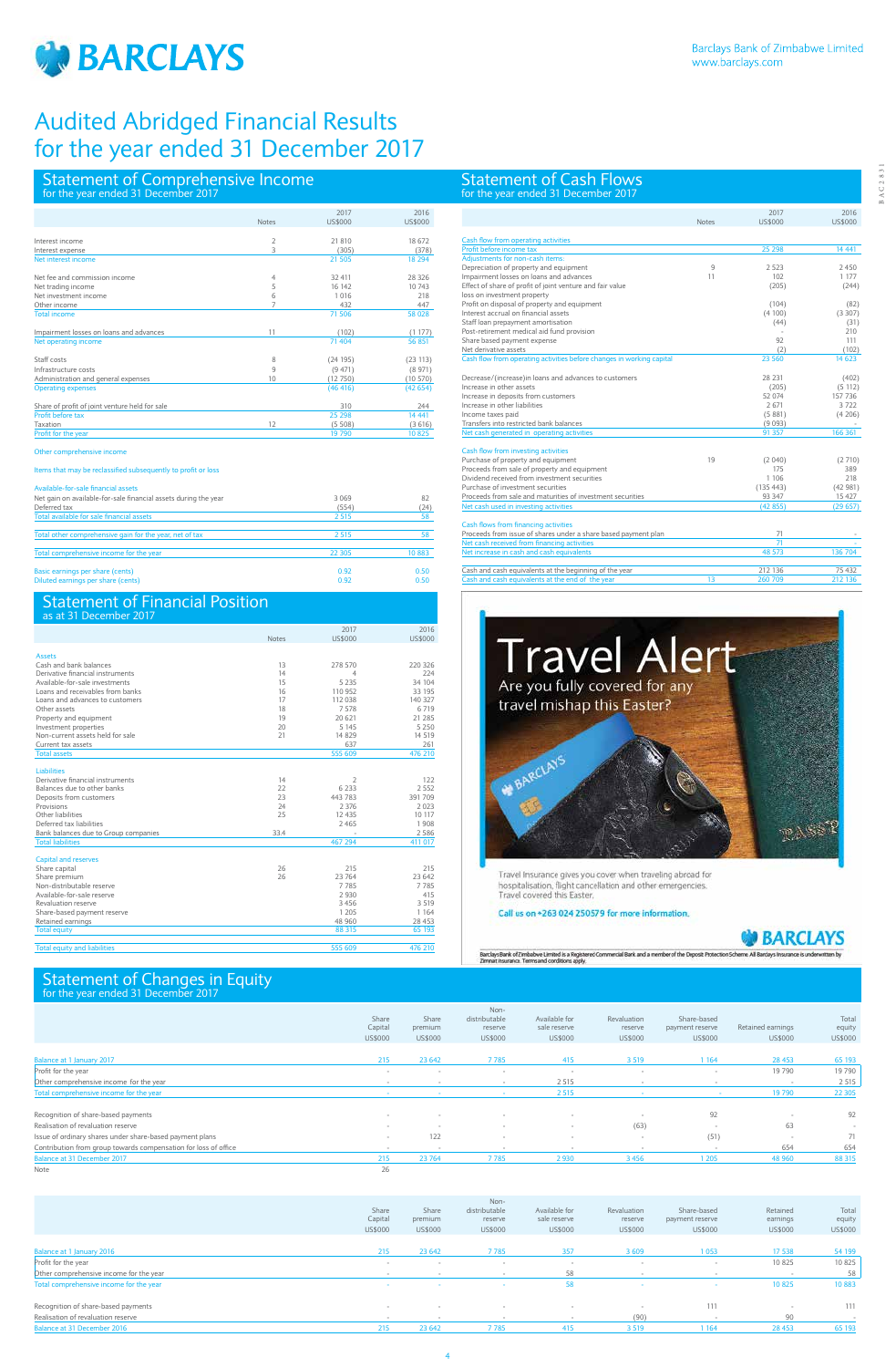# Audited Abridged Financial Results for the year ended 31 December 2017

Barclays Bank of Zimbabwe Limited
www.barclays.com

## Statement of Comprehensive Income
for the year ended 31 December 2017

| | Notes | 2017 US$000 | 2016 US$000 |
|---|---|---|---|
| Interest income | 2 | 21 810 | 18 672 |
| Interest expense | 3 | (305) | (378) |
| Net interest income | | 21 505 | 18 294 |
| Net fee and commission income | 4 | 32 411 | 28 326 |
| Net trading income | 5 | 16 142 | 10 743 |
| Net investment income | 6 | 1 016 | 218 |
| Other income | 7 | 432 | 447 |
| Total income | | 71 506 | 58 028 |
| Impairment losses on loans and advances | 11 | (102) | (1 177) |
| Net operating income | | 71 404 | 56 851 |
| Staff costs | 8 | (24 195) | (23 113) |
| Infrastructure costs | 9 | (9 471) | (8 971) |
| Administration and general expenses | 10 | (12 750) | (10 570) |
| Operating expenses | | (46 416) | (42 654) |
| Share of profit of joint venture held for sale | | 310 | 244 |
| Profit before tax | | 25 298 | 14 441 |
| Taxation | 12 | (5 508) | (3 616) |
| Profit for the year | | 19 790 | 10 825 |
| Other comprehensive income | | | |
| Items that may be reclassified subsequently to profit or loss | | | |
| Available-for-sale financial assets | | | |
| Net gain on available-for-sale financial assets during the year | | 3 069 | 82 |
| Deferred tax | | (554) | (24) |
| Total available for sale financial assets | | 2 515 | 58 |
| Total other comprehensive gain for the year, net of tax | | 2 515 | 58 |
| Total comprehensive income for the year | | 22 305 | 10 883 |
| Basic earnings per share (cents) | | 0.92 | 0.50 |
| Diluted earnings per share (cents) | | 0.92 | 0.50 |

## Statement of Financial Position
as at 31 December 2017

| | Notes | 2017 US$000 | 2016 US$000 |
|---|---|---|---|
| **Assets** | | | |
| Cash and bank balances | 13 | 278 570 | 220 326 |
| Derivative financial instruments | 14 | 4 | 224 |
| Available-for-sale investments | 15 | 5 235 | 34 104 |
| Loans and receivables from banks | 16 | 110 952 | 33 195 |
| Loans and advances to customers | 17 | 112 038 | 140 327 |
| Other assets | 18 | 7 578 | 6 719 |
| Property and equipment | 19 | 20 621 | 21 285 |
| Investment properties | 20 | 5 145 | 5 250 |
| Non-current assets held for sale | 21 | 14 829 | 14 519 |
| Current tax assets | | 637 | 261 |
| Total assets | | 555 609 | 476 210 |
| **Liabilities** | | | |
| Derivative financial instruments | 14 | 2 | 122 |
| Balances due to other banks | 22 | 6 233 | 2 552 |
| Deposits from customers | 23 | 443 783 | 391 709 |
| Provisions | 24 | 2 376 | 2 023 |
| Other liabilities | 25 | 12 435 | 10 117 |
| Deferred tax liabilities | | 2 465 | 1 908 |
| Bank balances due to Group companies | 33.4 | - | 2 586 |
| Total liabilities | | 467 294 | 411 017 |
| **Capital and reserves** | | | |
| Share capital | 26 | 215 | 215 |
| Share premium | 26 | 23 764 | 23 642 |
| Non-distributable reserve | | 7 785 | 7 785 |
| Available-for-sale reserve | | 2 930 | 415 |
| Revaluation reserve | | 3 456 | 3 519 |
| Share-based payment reserve | | 1 205 | 1 164 |
| Retained earnings | | 48 960 | 28 453 |
| Total equity | | 88 315 | 65 193 |
| Total equity and liabilities | | 555 609 | 476 210 |

## Statement of Cash Flows
for the year ended 31 December 2017

| | Notes | 2017 US$000 | 2016 US$000 |
|---|---|---|---|
| Cash flow from operating activities | | | |
| Profit before income tax | | 25 298 | 14 441 |
| Adjustments for non-cash items: | | | |
| Depreciation of property and equipment | 9 | 2 523 | 2 450 |
| Impairment losses on loans and advances | 11 | 102 | 1 177 |
| Effect of share of profit of joint venture and fair value loss on investment property | | (205) | (244) |
| Profit on disposal of property and equipment | | (104) | (82) |
| Interest accrual on financial assets | | (4 100) | (3 307) |
| Staff loan prepayment amortisation | | (44) | (31) |
| Post-retirement medical aid fund provision | | - | 210 |
| Share based payment expense | | 92 | 111 |
| Net derivative assets | | (2) | (102) |
| Cash flow from operating activities before changes in working capital | | 23 560 | 14 623 |
| Decrease/(increase)in loans and advances to customers | | 28 231 | (402) |
| Increase in other assets | | (205) | (5 112) |
| Increase in deposits from customers | | 52 074 | 157 736 |
| Increase in other liabilities | | 2 671 | 3 722 |
| Income taxes paid | | (5 881) | (4 206) |
| Transfers into restricted bank balances | | (9 093) | - |
| Net cash generated in operating activities | | 91 357 | 166 361 |
| Cash flow from investing activities | | | |
| Purchase of property and equipment | 19 | (2 040) | (2 710) |
| Proceeds from sale of property and equipment | | 175 | 389 |
| Dividend received from investment securities | | 1 106 | 218 |
| Purchase of investment securities | | (135 443) | (42 981) |
| Proceeds from sale and maturities of investment securities | | 93 347 | 15 427 |
| Net cash used in investing activities | | (42 855) | (29 657) |
| Cash flows from financing activities | | | |
| Proceeds from issue of shares under a share based payment plan | | 71 | - |
| Net cash received from financing activities | | 71 | - |
| Net increase in cash and cash equivalents | | 48 573 | 136 704 |
| Cash and cash equivalents at the beginning of the year | | 212 136 | 75 432 |
| Cash and cash equivalents at the end of the year | 13 | 260 709 | 212 136 |

**Travel Alert**
Are you fully covered for any travel mishap this Easter?

Travel Insurance gives you cover when traveling abroad for hospitalisation, flight cancellation and other emergencies. Travel covered this Easter.

Call us on +263 024 250579 for more information.

BARCLAYS

Barclays Bank of Zimbabwe Limited is a Registered Commercial Bank and a member of the Deposit Protection Scheme. All Barclays Insurance is underwritten by Zimnat Insurance. Terms and conditions apply.

## Statement of Changes in Equity
for the year ended 31 December 2017

| | Share Capital US$000 | Share premium US$000 | Non-distributable reserve US$000 | Available for sale reserve US$000 | Revaluation reserve US$000 | Share-based payment reserve US$000 | Retained earnings US$000 | Total equity US$000 |
|---|---|---|---|---|---|---|---|---|
| Balance at 1 January 2017 | 215 | 23 642 | 7 785 | 415 | 3 519 | 1 164 | 28 453 | 65 193 |
| Profit for the year | - | - | - | - | - | - | 19 790 | 19 790 |
| Other comprehensive income for the year | - | - | - | 2 515 | - | - | - | 2 515 |
| Total comprehensive income for the year | - | - | - | 2 515 | - | - | 19 790 | 22 305 |
| Recognition of share-based payments | - | - | - | - | - | 92 | - | 92 |
| Realisation of revaluation reserve | - | - | - | - | (63) | - | 63 | - |
| Issue of ordinary shares under share-based payment plans | - | 122 | - | - | - | (51) | - | 71 |
| Contribution from group towards compensation for loss of office | - | - | - | - | - | - | 654 | 654 |
| Balance at 31 December 2017 | 215 | 23 764 | 7 785 | 2 930 | 3 456 | 1 205 | 48 960 | 88 315 |
| Note | 26 | | | | | | | |

| | Share Capital US$000 | Share premium US$000 | Non-distributable reserve US$000 | Available for sale reserve US$000 | Revaluation reserve US$000 | Share-based payment reserve US$000 | Retained earnings US$000 | Total equity US$000 |
|---|---|---|---|---|---|---|---|---|
| Balance at 1 January 2016 | 215 | 23 642 | 7 785 | 357 | 3 609 | 1 053 | 17 538 | 54 199 |
| Profit for the year | - | - | - | - | - | - | 10 825 | 10 825 |
| Other comprehensive income for the year | - | - | - | 58 | - | - | - | 58 |
| Total comprehensive income for the year | - | - | - | 58 | - | - | 10 825 | 10 883 |
| Recognition of share-based payments | - | - | - | - | - | 111 | - | 111 |
| Realisation of revaluation reserve | - | - | - | - | (90) | - | 90 | - |
| Balance at 31 December 2016 | 215 | 23 642 | 7 785 | 415 | 3 519 | 1 164 | 28 453 | 65 193 |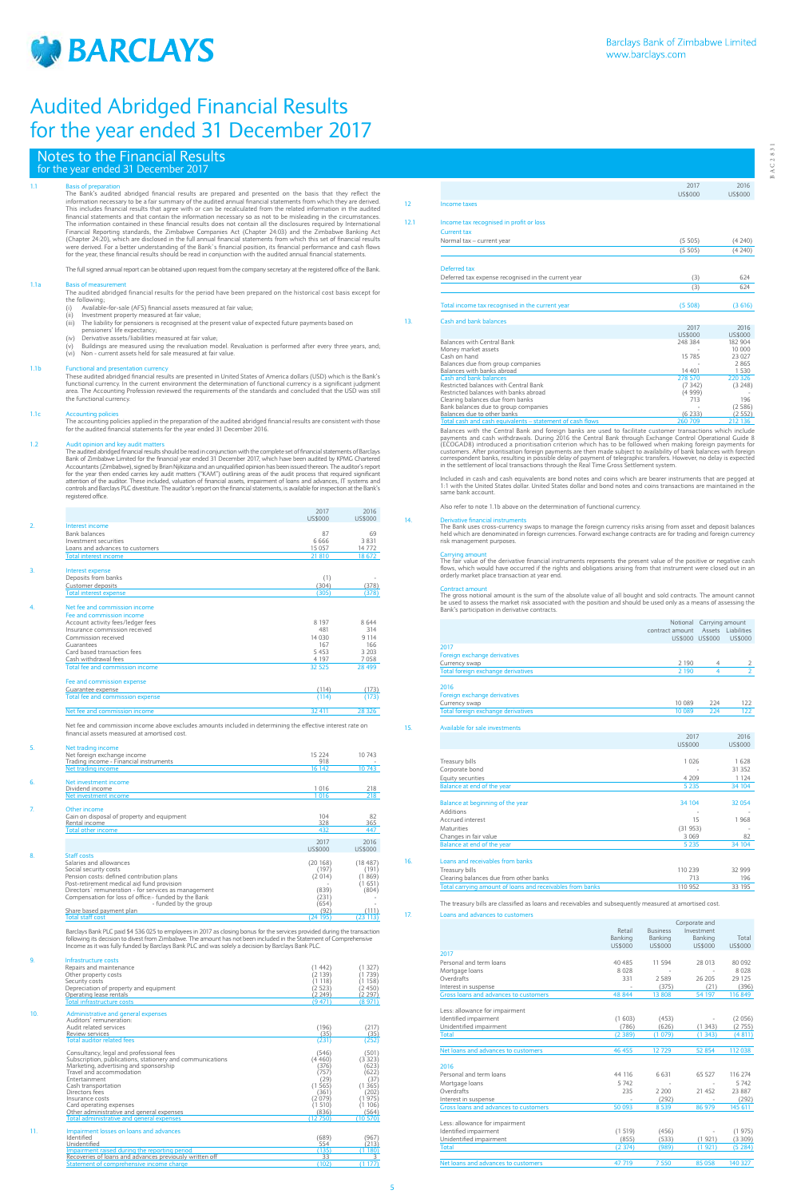# Audited Abridged Financial Results for the year ended 31 December 2017

## Notes to the Financial Results for the year ended 31 December 2017

**1.1 Basis of preparation**

The Bank's audited abridged financial results are prepared and presented on the basis that they reflect the information necessary to be a fair summary of the audited annual financial statements from which they are derived. This includes financial results that agree with or can be recalculated from the related information in the audited financial statements and that contain the information necessary so as not to be misleading in the circumstances. The information contained in these financial results does not contain all the disclosures required by International Financial Reporting standards, the Zimbabwe Companies Act (Chapter 24:03) and the Zimbabwe Banking Act (Chapter 24:20), which are disclosed in the full annual financial statements from which this set of financial results were derived. For a better understanding of the Bank´s financial position, its financial performance and cash flows for the year, these financial results should be read in conjunction with the audited annual financial statements.

The full signed annual report can be obtained upon request from the company secretary at the registered office of the Bank.

**1.1a Basis of measurement**

The audited abridged financial results for the period have been prepared on the historical cost basis except for the following;

(i) Available-for-sale (AFS) financial assets measured at fair value;
(ii) Investment property measured at fair value;
(iii) The liability for pensioners is recognised at the present value of expected future payments based on pensioners' life expectancy;
(iv) Derivative assets/liabilities measured at fair value;
(v) Buildings are measured using the revaluation model. Revaluation is performed after every three years, and;
(vi) Non - current assets held for sale measured at fair value.

**1.1b Functional and presentation currency**

These audited abridged financial results are presented in United States of America dollars (USD) which is the Bank's functional currency. In the current environment the determination of functional currency is a significant judgment area. The Accounting Profession reviewed the requirements of the standards and concluded that the USD was still the functional currency.

**1.1c Accounting policies**

The accounting policies applied in the preparation of the audited abridged financial results are consistent with those for the audited financial statements for the year ended 31 December 2016.

**1.2 Audit opinion and key audit matters**

The audited abridged financial results should be read in conjunction with the complete set of financial statements of Barclays Bank of Zimbabwe Limited for the financial year ended 31 December 2017, which have been audited by KPMG Chartered Accountants (Zimbabwe), signed by Brian Njikizana and an unqualified opinion has been issued thereon. The auditor's report for the year then ended carries key audit matters ("KAM") outlining areas of the audit process that required significant attention of the auditor. These included, valuation of financial assets, impairment of loans and advances, IT systems and controls and Barclays PLC divestiture. The auditor's report on the financial statements, is available for inspection at the Bank's registered office.

| | | 2017 US$000 | 2016 US$000 |
|---|---|---|---|
| **2.** | **Interest income** | | |
| | Bank balances | 87 | 69 |
| | Investment securities | 6 666 | 3 831 |
| | Loans and advances to customers | 15 057 | 14 772 |
| | **Total interest income** | **21 810** | **18 672** |
| **3.** | **Interest expense** | | |
| | Deposits from banks | (1) | - |
| | Customer deposits | (304) | (378) |
| | **Total interest expense** | **(305)** | **(378)** |
| **4.** | **Net fee and commission income** | | |
| | Fee and commission income | | |
| | Account activity fees/ledger fees | 8 197 | 8 644 |
| | Insurance commission received | 481 | 314 |
| | Commission received | 14 030 | 9 114 |
| | Guarantees | 167 | 166 |
| | Card based transaction fees | 5 453 | 3 203 |
| | Cash withdrawal fees | 4 197 | 7 058 |
| | **Total fee and commission income** | **32 525** | **28 499** |
| | Fee and commission expense | | |
| | Guarantee expense | (114) | (173) |
| | **Total fee and commission expense** | **(114)** | **(173)** |
| | **Net fee and commission income** | **32 411** | **28 326** |

Net fee and commission income above excludes amounts included in determining the effective interest rate on financial assets measured at amortised cost.

| | | 2017 US$000 | 2016 US$000 |
|---|---|---|---|
| **5.** | **Net trading income** | | |
| | Net foreign exchange income | 15 224 | 10 743 |
| | Trading income - Financial instruments | 918 | - |
| | **Net trading income** | **16 142** | **10 743** |
| **6.** | **Net investment income** | | |
| | Dividend income | 1 016 | 218 |
| | **Net investment income** | **1 016** | **218** |
| **7.** | **Other income** | | |
| | Gain on disposal of property and equipment | 104 | 82 |
| | Rental income | 328 | 365 |
| | **Total other income** | **432** | **447** |
| **8.** | **Staff costs** | | |
| | Salaries and allowances | (20 168) | (18 487) |
| | Social security costs | (197) | (191) |
| | Pension costs: defined contribution plans | (2 014) | (1 869) |
| | Post-retirement medical aid fund provision | - | (1 651) |
| | Directors' remuneration - for services as management | (839) | (804) |
| | Compensation for loss of office:- funded by the Bank | (231) | - |
| | - funded by the group | (654) | - |
| | Share based payment plan | (92) | (111) |
| | **Total staff cost** | **(24 195)** | **(23 113)** |

Barclays Bank PLC paid $4 536 025 to employees in 2017 as closing bonus for the services provided during the transaction following its decision to divest from Zimbabwe. The amount has not been included in the Statement of Comprehensive Income as it was fully funded by Barclays Bank PLC and was solely a decision by Barclays Bank PLC.

| | | 2017 US$000 | 2016 US$000 |
|---|---|---|---|
| **9.** | **Infrastructure costs** | | |
| | Repairs and maintenance | (1 442) | (1 327) |
| | Other property costs | (2 139) | (1 739) |
| | Security costs | (1 118) | (1 158) |
| | Depreciation of property and equipment | (2 523) | (2 450) |
| | Operating lease rentals | (2 249) | (2 297) |
| | **Total infrastructure costs** | **(9 471)** | **(8 971)** |
| **10.** | **Administrative and general expenses** | | |
| | Auditors' remuneration: | | |
| | Audit related services | (196) | (217) |
| | Review services | (35) | (35) |
| | **Total auditor related fees** | **(231)** | **(252)** |
| | Consultancy, legal and professional fees | (546) | (501) |
| | Subscription, publications, stationery and communications | (4 460) | (3 323) |
| | Marketing, advertising and sponsorship | (376) | (623) |
| | Travel and accommodation | (757) | (622) |
| | Entertainment | (29) | (37) |
| | Cash transportation | (1 565) | (1 365) |
| | Directors fees | (361) | (202) |
| | Insurance costs | (2 079) | (1 975) |
| | Card operating expenses | (1 510) | (1 106) |
| | Other administrative and general expenses | (836) | (564) |
| | **Total administrative and general expenses** | **(12 750)** | **(10 570)** |
| **11.** | **Impairment losses on loans and advances** | | |
| | Identified | (689) | (967) |
| | Unidentified | 554 | (213) |
| | **Impairment raised during the reporting period** | **(135)** | **(1 180)** |
| | Recoveries of loans and advances previously written off | 33 | 3 |
| | **Statement of comprehensive income charge** | **(102)** | **(1 177)** |

| | | 2017 US$000 | 2016 US$000 |
|---|---|---|---|
| **12.** | **Income taxes** | | |
| **12.1** | **Income tax recognised in profit or loss** | | |
| | Current tax | | |
| | Normal tax – current year | (5 505) | (4 240) |
| | | (5 505) | (4 240) |
| | Deferred tax | | |
| | Deferred tax expense recognised in the current year | (3) | 624 |
| | | (3) | 624 |
| | **Total income tax recognised in the current year** | **(5 508)** | **(3 616)** |

**13. Cash and bank balances**

| | 2017 US$000 | 2016 US$000 |
|---|---|---|
| Balances with Central Bank | 248 384 | 182 904 |
| Money market assets | - | 10 000 |
| Cash on hand | 15 785 | 23 027 |
| Balances due from group companies | - | 2 865 |
| Balances with banks abroad | 14 401 | 1 530 |
| **Cash and bank balances** | **278 570** | **220 326** |
| Restricted balances with Central Bank | (7 342) | (3 248) |
| Restricted balances with banks abroad | (4 999) | - |
| Clearing balances due from banks | 713 | 196 |
| Bank balances due to group companies | - | (2 586) |
| Balances due to other banks | (6 233) | (2 552) |
| **Total cash and cash equivalents - statement of cash flows** | **260 709** | **212 136** |

Balances with the Central Bank and foreign banks are used to facilitate customer transactions which include payments and cash withdrawals. During 2016 the Central Bank through Exchange Control Operational Guide 8 (ECOGAD8) introduced a prioritisation criterion which has to be followed when making foreign payments for customers. After prioritisation foreign payments are then made subject to availability of bank balances with foreign correspondent banks, resulting in possible delay of payment of telegraphic transfers. However, no delay is expected in the settlement of local transactions through the Real Time Gross Settlement system.

Included in cash and cash equivalents are bond notes and coins which are bearer instruments that are pegged at 1:1 with the United States dollar. United States dollar and bond notes and coins transactions are maintained in the same bank account.

Also refer to note 1.1b above on the determination of functional currency.

**14. Derivative financial instruments**

The Bank uses cross-currency swaps to manage the foreign currency risks arising from asset and deposit balances held which are denominated in foreign currencies. Forward exchange contracts are for trading and foreign currency risk management purposes.

**Carrying amount**

The fair value of the derivative financial instruments represents the present value of the positive or negative cash flows, which would have occurred if the rights and obligations arising from that instrument were closed out in an orderly market place transaction at year end.

**Contract amount**

The gross notional amount is the sum of the absolute value of all bought and sold contracts. The amount cannot be used to assess the market risk associated with the position and should be used only as a means of assessing the Bank's participation in derivative contracts.

| | Notional contract amount US$000 | Carrying amount Assets US$000 | Carrying amount Liabilities US$000 |
|---|---|---|---|
| **2017** | | | |
| Foreign exchange derivatives | | | |
| Currency swap | 2 190 | 4 | 2 |
| **Total foreign exchange derivatives** | **2 190** | **4** | **2** |
| **2016** | | | |
| Foreign exchange derivatives | | | |
| Currency swap | 10 089 | 224 | 122 |
| **Total foreign exchange derivatives** | **10 089** | **224** | **122** |

**15. Available for sale investments**

| | 2017 US$000 | 2016 US$000 |
|---|---|---|
| Treasury bills | 1 026 | 1 628 |
| Corporate bond | - | 31 352 |
| Equity securities | 4 209 | 1 124 |
| **Balance at end of the year** | **5 235** | **34 104** |
| **Balance at beginning of the year** | **34 104** | **32 054** |
| Additions | - | - |
| Accrued interest | 15 | 1 968 |
| Maturities | (31 953) | - |
| Changes in fair value | 3 069 | 82 |
| **Balance at end of the year** | **5 235** | **34 104** |

**16. Loans and receivables from banks**

| | 2017 US$000 | 2016 US$000 |
|---|---|---|
| Treasury bills | 110 239 | 32 999 |
| Clearing balances due from other banks | 713 | 196 |
| **Total carrying amount of loans and receivables from banks** | **110 952** | **33 195** |

The treasury bills are classified as loans and receivables and subsequently measured at amortised cost.

**17. Loans and advances to customers**

| | Retail Banking US$000 | Business Banking US$000 | Corporate and Investment Banking US$000 | Total US$000 |
|---|---|---|---|---|
| **2017** | | | | |
| Personal and term loans | 40 485 | 11 594 | 28 013 | 80 092 |
| Mortgage loans | 8 028 | - | - | 8 028 |
| Overdrafts | 331 | 2 589 | 26 205 | 29 125 |
| Interest in suspense | - | (375) | (21) | (396) |
| **Gross loans and advances to customers** | **48 844** | **13 808** | **54 197** | **116 849** |
| Less: allowance for impairment | | | | |
| Identified impairment | (1 603) | (453) | - | (2 056) |
| Unidentified impairment | (786) | (626) | (1 343) | (2 755) |
| **Total** | **(2 389)** | **(1 079)** | **(1 343)** | **(4 811)** |
| **Net loans and advances to customers** | **46 455** | **12 729** | **52 854** | **112 038** |
| **2016** | | | | |
| Personal and term loans | 44 116 | 6 631 | 65 527 | 116 274 |
| Mortgage loans | 5 742 | - | - | 5 742 |
| Overdrafts | 235 | 2 200 | 21 452 | 23 887 |
| Interest in suspense | - | (292) | - | (292) |
| **Gross loans and advances to customers** | **50 093** | **8 539** | **86 979** | **145 611** |
| Less: allowance for impairment | | | | |
| Identified impairment | (1 519) | (456) | - | (1 975) |
| Unidentified impairment | (855) | (533) | (1 921) | (3 309) |
| **Total** | **(2 374)** | **(989)** | **(1 921)** | **(5 284)** |
| **Net loans and advances to customers** | **47 719** | **7 550** | **85 058** | **140 327** |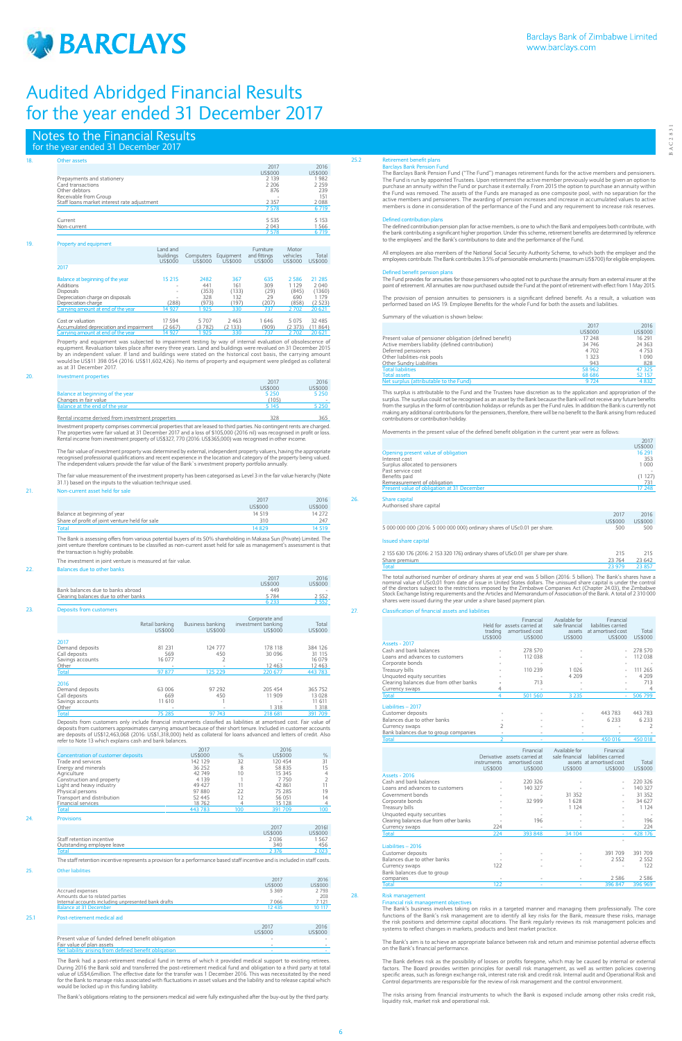# Audited Abridged Financial Results for the year ended 31 December 2017

## Notes to the Financial Results
for the year ended 31 December 2017

### 18. Other assets

| | 2017 US$000 | 2016 US$000 |
|---|---|---|
| Prepayments and stationery | 2 139 | 1 982 |
| Card transactions | 2 206 | 2 259 |
| Other debtors | 876 | 239 |
| Receivable from Group | - | 151 |
| Staff loans market interest rate adjustment | 2 357 | 2 088 |
| | 7 578 | 6 719 |
| Current | 5 535 | 5 153 |
| Non-current | 2 043 | 1 566 |
| | 7 578 | 6 719 |

### 19. Property and equipment

| 2017 | Land and buildings US$000 | Computers US$000 | Equipment US$000 | Furniture and fittings US$000 | Motor vehicles US$000 | Total US$000 |
|---|---|---|---|---|---|---|
| Balance at beginning of the year | 15 215 | 2482 | 367 | 635 | 2 586 | 21 285 |
| Additions | - | 441 | 161 | 309 | 1 129 | 2 040 |
| Disposals | - | (353) | (133) | (29) | (845) | (1360) |
| Depreciation charge on disposals | - | 328 | 132 | 29 | 690 | 1 179 |
| Depreciation charge | (288) | (973) | (197) | (207) | (858) | (2 523) |
| Carrying amount at end of the year | 14 927 | 1 925 | 330 | 737 | 2 702 | 20 621 |
| Cost or valuation | 17 594 | 5 707 | 2 463 | 1 646 | 5 075 | 32 485 |
| Accumulated depreciation and impairment | (2 667) | (3 782) | (2 133) | (909) | (2 373) | (11 864) |
| Carrying amount at end of the year | 14 927 | 1 925 | 330 | 737 | 2 702 | 20 621 |

Property and equipment was subjected to impairment testing by way of internal evaluation of obsolescence of equipment. Revaluation takes place after every three years. Land and buildings were revalued on 31 December 2015 by an independent valuer. If land and buildings were stated on the historical cost basis, the carrying amount would be US$11 398 054 (2016: US$11,602,426). No items of property and equipment were pledged as collateral as at 31 December 2017.

### 20. Investment properties

| | 2017 US$000 | 2016 US$000 |
|---|---|---|
| Balance at beginning of the year | 5 250 | 5 250 |
| Changes in fair value | (105) | - |
| Balance at the end of the year | 5 145 | 5 250 |
| Rental income derived from investment properties | 328 | 365 |

Investment property comprises commercial properties that are leased to third parties. No contingent rents are charged. The properties were fair valued at 31 December 2017 and a loss of $105,000 (2016 nil) was recognised in profit or loss. Rental income from investment property of US$327, 770 (2016: US$365,000) was recognised in other income.

The fair value of investment property was determined by external, independent property valuers, having the appropriate recognised professional qualifications and recent experience in the location and category of the property being valued. The independent valuers provide the fair value of the Bank's investment property portfolio annually.

The fair value measurement of the investment property has been categorised as Level 3 in the fair value hierarchy (Note 31.1) based on the inputs to the valuation technique used.

### 21. Non-current asset held for sale

| | 2017 US$000 | 2016 US$000 |
|---|---|---|
| Balance at beginning of year | 14 519 | 14 272 |
| Share of profit of joint venture held for sale | 310 | 247 |
| Total | 14 829 | 14 519 |

The Bank is assessing offers from various potential buyers of its 50% shareholding in Makasa Sun (Private) Limited. The joint venture therefore continues to be classified as non-current asset held for sale as management's assessment is that the transaction is highly probable.

The investment in joint venture is measured at fair value.

### 22. Balances due to other banks

| | 2017 US$000 | 2016 US$000 |
|---|---|---|
| Bank balances due to banks abroad | 449 | - |
| Clearing balances due to other banks | 5 784 | 2 552 |
| | 6 233 | 2 552 |

### 23. Deposits from customers

| | Retail banking US$000 | Business banking US$000 | Corporate and investment banking US$000 | Total US$000 |
|---|---|---|---|---|
| **2017** | | | | |
| Demand deposits | 81 231 | 124 777 | 178 118 | 384 126 |
| Call deposits | 569 | 450 | 30 096 | 31 115 |
| Savings accounts | 16 077 | 2 | - | 16 079 |
| Other | - | - | 12 463 | 12 463 |
| Total | 97 877 | 125 229 | 220 677 | 443 783 |
| **2016** | | | | |
| Demand deposits | 63 006 | 97 292 | 205 454 | 365 752 |
| Call deposits | 669 | 450 | 11 909 | 13 028 |
| Savings accounts | 11 610 | 1 | - | 11 611 |
| Other | - | - | 1 318 | 1 318 |
| Total | 75 285 | 97 743 | 218 681 | 391 709 |

Deposits from customers only include financial instruments classified as liabilities at amortised cost. Fair value of deposits from customers approximates carrying amount because of their short tenure. Included in customer accounts are deposits of US$12,463,068 (2016: US$1,318,000) held as collateral for loans advanced and letters of credit. Also refer to Note 13 which explains cash and bank balances.

| Concentration of customer deposits | 2017 US$000 | % | 2016 US$000 | % |
|---|---|---|---|---|
| Trade and services | 142 129 | 32 | 120 454 | 31 |
| Energy and minerals | 36 252 | 8 | 58 835 | 15 |
| Agriculture | 42 749 | 10 | 15 345 | 4 |
| Construction and property | 4 139 | 1 | 7 750 | 2 |
| Light and heavy industry | 49 427 | 11 | 42 861 | 11 |
| Physical persons | 97 880 | 22 | 75 285 | 19 |
| Transport and distribution | 52 445 | 12 | 56 051 | 14 |
| Financial services | 18 762 | 4 | 15 128 | 4 |
| Total | 443 783 | 100 | 391 709 | 100 |

### 24. Provisions

| | 2017 US$000 | 2016 US$000 |
|---|---|---|
| Staff retention incentive | 2 036 | 1 567 |
| Outstanding employee leave | 340 | 456 |
| Total | 2 376 | 2 023 |

The staff retention incentive represents a provision for a performance based staff incentive and is included in staff costs.

### 25. Other liabilities

| | 2017 US$000 | 2016 US$000 |
|---|---|---|
| Accrued expenses | 5 369 | 2 793 |
| Amounts due to related parties | - | 203 |
| Internal accounts including unpresented bank drafts | 7 066 | 7 121 |
| Balance at 31 December | 12 435 | 10 117 |

### 25.1 Post-retirement medical aid

| | 2017 US$000 | 2016 US$000 |
|---|---|---|
| Present value of funded defined benefit obligation | - | - |
| Fair value of plan assets | - | - |
| Net liability arising from defined benefit obligation | - | - |

The Bank had a post-retirement medical fund in terms of which it provided medical support to existing retirees. During 2016 the Bank sold and transferred the post-retirement medical fund and obligation to a third party at total value of US$4,6million. The effective date for the transfer was 1 December 2016. This was necessitated by the need for the Bank to manage risks associated with fluctuations in asset values and the liability and to release capital which would be locked up in this funding liability.

The Bank's obligations relating to the pensioners medical aid were fully extinguished after the buy-out by the third party.

### 25.2 Retirement benefit plans

**Barclays Bank Pension Fund**

The Barclays Bank Pension Fund ("The Fund") manages retirement funds for the active members and pensioners. The Fund is run by appointed Trustees. Upon retirement the active member previously would be given an option to purchase an annuity within the Fund or purchase it externally. From 2015 the option to purchase an annuity within the Fund was removed. The assets of the Funds are managed as one composite pool, with no separation for the active members and pensioners. The awarding of pension increases and increase in accumulated values to active members is done in consideration of the performance of the Fund and any requirement to increase risk reserves.

**Defined contribution plans**

The defined contribution pension plan for active members, is one to which the Bank and employees both contribute, with the bank contributing a significant higher proportion. Under this scheme, retirement benefits are determined by reference to the employees' and the Bank's contributions to date and the performance of the Fund.

All employees are also members of the National Social Security Authority Scheme, to which both the employer and the employees contribute. The Bank contributes 3.5% of pensionable emoluments (maximum US$700) for eligible employees.

**Defined benefit pension plans**

The Fund provides for annuities for those pensioners who opted not to purchase the annuity from an external insurer at the point of retirement. All annuities are now purchased outside the Fund at the point of retirement with effect from 1 May 2015.

The provision of pension annuities to pensioners is a significant defined benefit. As a result, a valuation was performed based on IAS 19: Employee Benefits for the whole Fund for both the assets and liabilities.

Summary of the valuation is shown below:

| | 2017 US$000 | 2016 US$000 |
|---|---|---|
| Present value of pensioner obligation (defined benefit) | 17 248 | 16 291 |
| Active members liability (defined contribution) | 34 746 | 24 363 |
| Deferred pensioners | 4 702 | 4 753 |
| Other liabilities-risk pools | 1 323 | 1 090 |
| Other Sundry Liabilities | 943 | 828 |
| Total liabilities | 58 962 | 47 325 |
| Total assets | 68 686 | 52 157 |
| Net surplus (attributable to the Fund) | 9 724 | 4 832 |

This surplus is attributable to the Fund and the Trustees have discretion as to the application and appropriation of the surplus. The surplus could not be recognised as an asset by the Bank because the Bank will not receive any future benefits from the surplus in the form of contribution holidays or refunds as per the Fund rules. In addition the Bank is currently not making any additional contributions for the pensioners, therefore, there will be no benefit to the Bank arising from reduced contributions or contribution holiday.

Movements in the present value of the defined benefit obligation in the current year were as follows:

| | 2017 US$000 |
|---|---|
| Opening present value of obligation | 16 291 |
| Interest cost | 353 |
| Surplus allocated to pensioners | 1 000 |
| Past service cost | - |
| Benefits paid | (1 127) |
| Remeasurement of obligation | 731 |
| Present value of obligation at 31 December | 17 248 |

### 26. Share capital

Authorised share capital

| | 2017 US$000 | 2016 US$000 |
|---|---|---|
| 5 000 000 000 (2016: 5 000 000 000) ordinary shares of USc0.01 per share. | 500 | 500 |

**Issued share capital**

| | 2017 US$000 | 2016 US$000 |
|---|---|---|
| 2 155 630 176 (2016: 2 153 320 176) ordinary shares of USc0.01 per share per share. | 215 | 215 |
| Share premium | 23 764 | 23 642 |
| Total | 23 979 | 23 857 |

The total authorised number of ordinary shares at year end was 5 billion (2016: 5 billion). The Bank's shares have a nominal value of USc0,01 from date of issue in United States dollars. The unissued share capital is under the control of the directors subject to the restrictions imposed by the Zimbabwe Companies Act (Chapter 24.03), the Zimbabwe Stock Exchange listing requirements and the Articles and Memorandum of Association of the Bank. A total of 2 310 000 shares were issued during the year under a share based payment plan.

### 27. Classification of financial assets and liabilities

| | Held for trading US$000 | Financial assets carried at amortised cost US$000 | Available for sale financial assets US$000 | Financial liabilities carried at amortised cost US$000 | Total US$000 |
|---|---|---|---|---|---|
| **Assets - 2017** | | | | | |
| Cash and bank balances | - | 278 570 | - | - | 278 570 |
| Loans and advances to customers | - | 112 038 | - | - | 112 038 |
| Corporate bonds | - | - | - | - | - |
| Treasury bills | - | 110 239 | 1 026 | - | 111 265 |
| Unquoted equity securities | - | - | 4 209 | - | 4 209 |
| Clearing balances due from other banks | - | 713 | - | - | 713 |
| Currency swaps | 4 | - | - | - | 4 |
| Total | 4 | 501 560 | 3 235 | - | 506 799 |
| **Liabilities – 2017** | | | | | |
| Customer deposits | - | - | - | 443 783 | 443 783 |
| Balances due to other banks | - | - | - | 6 233 | 6 233 |
| Currency swaps | 2 | - | - | - | 2 |
| Bank balances due to group companies | - | - | - | - | - |
| Total | 2 | - | - | 450 016 | 450 018 |

| | Derivative instruments US$000 | Financial assets carried at amortised cost US$000 | Available for sale financial assets US$000 | Financial liabilities carried at amortised cost US$000 | Total US$000 |
|---|---|---|---|---|---|
| **Assets - 2016** | | | | | |
| Cash and bank balances | - | 220 326 | - | - | 220 326 |
| Loans and advances to customers | - | 140 327 | - | - | 140 327 |
| Government bonds | - | - | 31 352 | - | 31 352 |
| Corporate bonds | - | 32 999 | 1 628 | - | 34 627 |
| Treasury bills | - | - | 1 124 | - | 1 124 |
| Unquoted equity securities | - | - | - | - | - |
| Clearing balances due from other banks | - | 196 | - | - | 196 |
| Currency swaps | 224 | - | - | - | 224 |
| Total | 224 | 393 848 | 34 104 | - | 428 176 |
| **Liabilities – 2016** | | | | | |
| Customer deposits | - | - | - | 391 709 | 391 709 |
| Balances due to other banks | - | - | - | 2 552 | 2 552 |
| Currency swaps | 122 | - | - | - | 122 |
| Bank balances due to group companies | - | - | - | 2 586 | 2 586 |
| Total | 122 | - | - | 396 847 | 396 969 |

### 28. Risk management

**Financial risk management objectives**

The Bank's business involves taking on risks in a targeted manner and managing them professionally. The core functions of the Bank's risk management are to identify all key risks for the Bank, measure these risks, manage the risk positions and determine capital allocations. The Bank regularly reviews its risk management policies and systems to reflect changes in markets, products and best market practice.

The Bank's aim is to achieve an appropriate balance between risk and return and minimise potential adverse effects on the Bank's financial performance.

The Bank defines risk as the possibility of losses or profits foregone, which may be caused by internal or external factors. The Board provides written principles for overall risk management, as well as written policies covering specific areas, such as foreign exchange risk, interest rate risk and credit risk. Internal audit and Operational Risk and Control departments are responsible for the review of risk management and the control environment.

The risks arising from financial instruments to which the Bank is exposed include among other risks credit risk, liquidity risk, market risk and operational risk.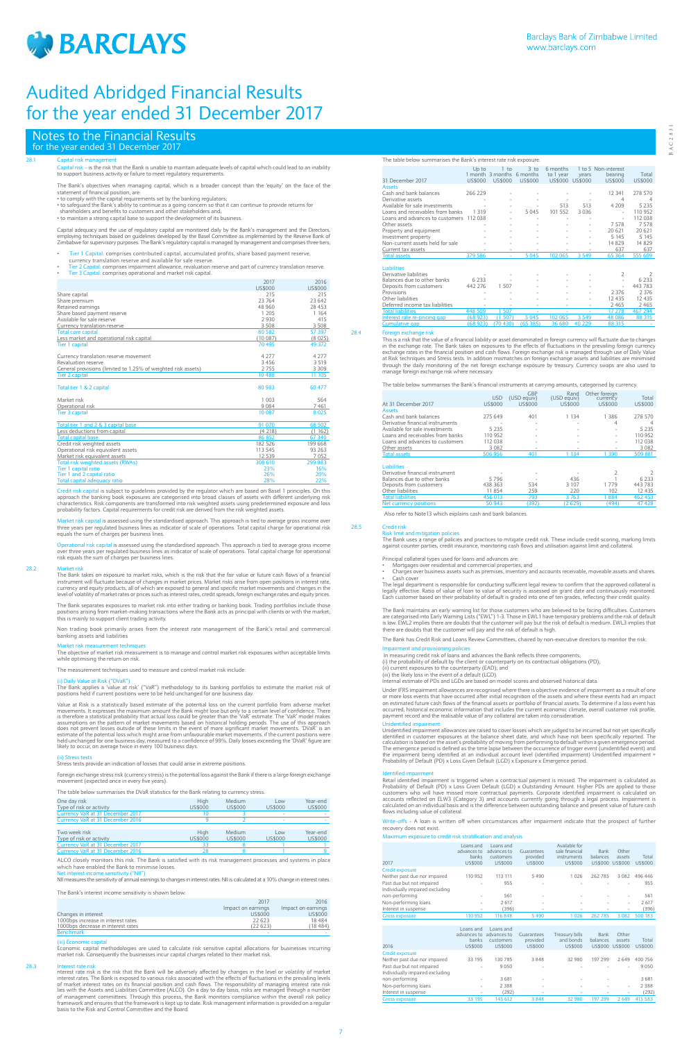# Audited Abridged Financial Results for the year ended 31 December 2017

## Notes to the Financial Results for the year ended 31 December 2017

### 28.1 Capital risk management

Capital risk – is the risk that the Bank is unable to maintain adequate levels of capital which could lead to an inability to support business activity or failure to meet regulatory requirements.

The Bank's objectives when managing capital, which is a broader concept than the 'equity' on the face of the statement of financial position, are:
• to comply with the capital requirements set by the banking regulators;
• to safeguard the Bank's ability to continue as a going concern so that it can continue to provide returns for shareholders and benefits to customers and other stakeholders and;
• to maintain a strong capital base to support the development of its business.

Capital adequacy and the use of regulatory capital are monitored daily by the Bank's management and the Directors, employing techniques based on guidelines developed by the Basel Committee as implemented by the Reserve Bank of Zimbabwe for supervisory purposes. The Bank's regulatory capital is managed by management and comprises three tiers;

- Tier 1 Capital: comprises contributed capital, accumulated profits, share based payment reserve, currency translation reserve and available for sale reserve.
- Tier 2 Capital: comprises impairment allowance, revaluation reserve and part of currency translation reserve.
- Tier 3 Capital: comprises operational and market risk capital.

| | 2017 US$000 | 2016 US$000 |
|---|---|---|
| Share capital | 215 | 215 |
| Share premium | 23 764 | 23 642 |
| Retained earnings | 48 960 | 28 453 |
| Share based payment reserve | 1 205 | 1 164 |
| Available for sale reserve | 2 930 | 415 |
| Currency translation reserve | 3 508 | 3 508 |
| Total core capital | 80 582 | 57 397 |
| Less market and operational risk capital | (10 087) | (8 025) |
| Tier 1 capital | 70 495 | 49 372 |
| | | |
| Currency translation reserve movement | 4 277 | 4 277 |
| Revaluation reserve | 3 456 | 3 519 |
| General provisions (limited to 1.25% of weighted risk assets) | 2 755 | 3 309 |
| Tier 2 capital | 10 488 | 11 105 |
| | | |
| Total tier 1 & 2 capital | 80 983 | 60 477 |
| | | |
| Market risk | 1 003 | 564 |
| Operational risk | 9 084 | 7 461 |
| Tier 3 capital | 10 087 | 8 025 |
| | | |
| Total tier 1 and 2 & 3 capital base | 91 070 | 68 502 |
| Less deductions from capital | (4 218) | (1 162) |
| Total capital base | 86 852 | 67 340 |
| Credit risk weighted assets | 182 526 | 199 668 |
| Operational risk equivalent assets | 113 545 | 93 263 |
| Market risk equivalent assets | 12 539 | 7 052 |
| Total risk weighted assets (RWAs) | 308 610 | 299 983 |
| Tier 1 capital ratio | 23% | 16% |
| Tier 1 and 2 capital ratio | 26% | 20% |
| Total capital adequacy ratio | 28% | 22% |

Credit risk capital is subject to guidelines provided by the regulator which are based on Basel 1 principles. On this approach the banking book exposures are categorised into broad classes of assets with different underlying risk characteristics. Risk components are transformed into risk weighted assets using predetermined exposure and loss probability factors. Capital requirements for credit risk are derived from the risk weighted assets.

Market risk capital is assessed using the standardised approach. This approach is tied to average gross income over three years per regulated business lines as indicator of scale of operations. Total capital charge for operational risk equals the sum of charges per business lines.

Operational risk capital is assessed using the standardised approach. This approach is tied to average gross income over three years per regulated business lines as indicator of scale of operations. Total capital charge for operational risk equals the sum of charges per business lines.

### 28.2 Market risk

The Bank takes on exposure to market risks, which is the risk that the fair value or future cash flows of a financial instrument will fluctuate because of changes in market prices. Market risks arise from open positions in interest rate, currency and equity products, all of which are exposed to general and specific market movements and changes in the level of volatility of market rates or prices such as interest rates, credit spreads, foreign exchange rates and equity prices.

The Bank separates exposures to market risk into either trading or banking book. Trading portfolios include those positions arising from market-making transactions where the Bank acts as principal with clients or with the market; this is mainly to support client trading activity.

Non trading book primarily arises from the interest rate management of the Bank's retail and commercial banking assets and liabilities

#### Market risk measurement techniques

The objective of market risk measurement is to manage and control market risk exposures within acceptable limits while optimising the return on risk.

The measurement techniques used to measure and control market risk include:

##### (i) Daily Value at Risk ("DVaR")

The Bank applies a 'value at risk' ("VaR") methodology to its banking portfolios to estimate the market risk of positions held if current positions were to be held unchanged for one business day.

Value at Risk is a statistically based estimate of the potential loss on the current portfolio from adverse market movements. It expresses the maximum amount the Bank might lose but only to a certain level of confidence. There is therefore a statistical probability that actual loss could be greater than the 'VaR' estimate. The 'VaR' model makes assumptions on the pattern of market movements based on historical holding periods. The use of this approach does not prevent losses outside of these limits in the event of more significant market movements. 'DVaR' is an estimate of the potential loss which might arise from unfavourable market movements, if the current positions were held unchanged for one business day, measured to a confidence of 99%. Daily losses exceeding the 'DVaR' figure are likely to occur, on average twice in every 100 business days.

##### (ii) Stress tests

Stress tests provide an indication of losses that could arise in extreme positions.

Foreign exchange stress risk (currency stress) is the potential loss against the Bank if there is a large foreign exchange movement (expected once in every five years).

The table below summarises the DVaR statistics for the Bank relating to currency stress.

| One day risk<br>Type of risk or activity | High US$000 | Medium US$000 | Low US$000 | Year-end US$000 |
|---|---|---|---|---|
| Currency VaR at 31 December 2017 | 10 | 3 | - | - |
| Currency VaR at 31 December 2016 | 9 | 2 | - | - |

| Two week risk<br>Type of risk or activity | High US$000 | Medium US$000 | Low US$000 | Year-end US$000 |
|---|---|---|---|---|
| Currency VaR at 31 December 2017 | 33 | 8 | 1 | 1 |
| Currency VaR at 31 December 2016 | 28 | 8 | 1 | 9 |

ALCO closely monitors this risk. The Bank is satisfied with its risk management processes and systems in place which have enabled the Bank to minimise losses.

Net interest income sensitivity ("NII")

NII measures the sensitivity of annual earnings to changes in interest rates. NII is calculated at a 10% change in interest rates.

The Bank's interest income sensitivity is shown below:

| Changes in interest | 2017 Impact on earnings US$000 | 2016 Impact on earnings US$000 |
|---|---|---|
| 1000bps increase in interest rates | 22 623 | 18 484 |
| 1000bps decrease in interest rates | (22 623) | (18 484) |
| Benchmark | - | - |

##### (iii) Economic capital

Economic capital methodologies are used to calculate risk sensitive capital allocations for businesses incurring market risk. Consequently the businesses incur capital charges related to their market risk.

### 28.3 Interest rate risk

Interest rate risk is the risk that the Bank will be adversely affected by changes in the level or volatility of market interest rates. The Bank is exposed to various risks associated with the effects of fluctuations in the prevailing levels of market interest rates on its financial position and cash flows. The responsibility of managing interest rate risk lies with the Assets and Liabilities Committee (ALCO). On a day to day basis, risks are managed through a number of management committees. Through this process, the Bank monitors compliance within the overall risk policy framework and ensures that the framework is kept up to date. Risk management information is provided on a regular basis to the Risk and Control Committee and the Board.

The table below summarises the Bank's interest rate risk exposure.

| 31 December 2017 | Up to 1 month US$000 | 1 to 3 months US$000 | 3 to 6 months US$000 | 6 months to 1 year US$000 | 1 to 5 years US$000 | Non-interest bearing US$000 | Total US$000 |
|---|---|---|---|---|---|---|---|
| **Assets** | | | | | | | |
| Cash and bank balances | 266 229 | - | - | - | - | 12 341 | 278 570 |
| Derivative assets | - | - | - | - | - | 4 | 4 |
| Available for sale investments | - | - | - | 513 | 513 | 4 209 | 5 235 |
| Loans and receivables from banks | 1 319 | - | 5 045 | 101 552 | 3 036 | - | 110 952 |
| Loans and advances to customers | 112 038 | - | - | - | - | - | 112 038 |
| Other assets | - | - | - | - | - | 7 578 | 7 578 |
| Property and equipment | - | - | - | - | - | 20 621 | 20 621 |
| Investment property | - | - | - | - | - | 5 145 | 5 145 |
| Non-current assets held for sale | - | - | - | - | - | 14 829 | 14 829 |
| Current tax assets | - | - | - | - | - | 637 | 637 |
| Total assets | 379 586 | - | 5 045 | 102 065 | 3 549 | 65 364 | 555 609 |
| | | | | | | | |
| **Liabilities** | | | | | | | |
| Derivative liabilities | - | - | - | - | - | 2 | 2 |
| Balances due to other banks | 6 233 | - | - | - | - | - | 6 233 |
| Deposits from customers | 442 276 | 1 507 | - | - | - | - | 443 783 |
| Provisions | - | - | - | - | - | 2 376 | 2 376 |
| Other liabilities | - | - | - | - | - | 12 435 | 12 435 |
| Deferred income tax liabilities | - | - | - | - | - | 2 465 | 2 465 |
| Total liabilities | 448 509 | 1 507 | - | - | - | 17 278 | 467 294 |
| Interest rate re-pricing gap | (68 923) | (1 507) | 5 045 | 102 065 | 3 549 | 48 086 | 88 315 |
| Cumulative gap | (68 923) | (70 430) | (65 385) | 36 680 | 40 229 | 88 315 | - |

### 28.4 Foreign exchange risk

This is a risk that the value of a financial liability or asset denominated in foreign currency will fluctuate due to changes in the exchange rate. The Bank takes on exposures to the effects of fluctuations in the prevailing foreign currency exchange rates in the financial position and cash flows. Foreign exchange risk is managed through use of Daily Value at Risk techniques and Stress tests. In addition mismatches on foreign exchange assets and liabilities are minimised through the daily monitoring of the net foreign exchange exposure by treasury. Currency swaps are also used to manage foreign exchange risk where necessary.

The table below summarises the Bank's financial instruments at carrying amounts, categorised by currency.

| At 31 December 2017 | USD US$000 | GBP (USD equiv) US$000 | Rand (USD equiv) US$000 | Other foreign currency US$000 | Total US$000 |
|---|---|---|---|---|---|
| **Assets** | | | | | |
| Cash and bank balances | 275 649 | 401 | 1 134 | 1 386 | 278 570 |
| Derivative financial instruments | - | - | - | 4 | 4 |
| Available for sale investments | 5 235 | - | - | - | 5 235 |
| Loans and receivables from banks | 110 952 | - | - | - | 110 952 |
| Loans and advances to customers | 112 038 | - | - | - | 112 038 |
| Other assets | 3 082 | - | - | - | 3 082 |
| Total assets | 506 956 | 401 | 1 134 | 1 390 | 509 881 |
| | | | | | |
| **Liabilities** | | | | | |
| Derivative financial instrument | - | - | - | 2 | 2 |
| Balances due to other banks | 5 796 | - | 436 | 1 | 6 233 |
| Deposits from customers | 438 363 | 534 | 3 107 | 1 779 | 443 783 |
| Other liabilities | 11 854 | 259 | 220 | 102 | 12 435 |
| Total liabilities | 456 013 | 793 | 3 763 | 1 884 | 462 453 |
| Net currency positions | 50 943 | (392) | (2 629) | (494) | 47 428 |

Also refer to Note13 which explains cash and bank balances.

### 28.5 Credit risk

#### Risk limit and mitigation policies

The Bank uses a range of policies and practices to mitigate credit risk. These include credit scoring, marking limits against counter parties, credit insurance, monitoring cash flows and utilisation against limit and collateral.

Principal collateral types used for loans and advances are:
- Mortgages over residential and commercial properties; and
- Charges over business assets such as premises, inventory and accounts receivable, moveable assets and shares.
- Cash cover

The legal department is responsible for conducting sufficient legal review to confirm that the approved collateral is legally effective. Ratio of value of loan to value of security is assessed on grant date and continuously monitored. Each customer based on their probability of default is graded into one of ten grades, reflecting their credit quality.

The Bank maintains an early warning list for those customers who are believed to be facing difficulties. Customers are categorised into Early Warning Lists ("EWL") 1-3. Those in EWL1 have temporary problems and the risk of default is low. EWL2 implies there are doubts that the customer will pay but the risk of default is medium. EWL3 implies that there are doubts that the customer will pay and the risk of default is high.

The Bank has Credit Risk and Loans Review Committees, chaired by non-executive directors to monitor the risk.

#### Impairment and provisioning policies

In measuring credit risk of loans and advances the Bank reflects three components;
(i) the probability of default by the client or counterparty on its contractual obligations (PD);
(ii) current exposures to the counterparty (EAD); and
(iii) the likely loss in the event of a default (LGD).
Internal estimate of PDs and LGDs are based on model scores and observed historical data.

Under IFRS impairment allowances are recognised where there is objective evidence of impairment as a result of one or more loss events that have occurred after initial recognition of the assets and where these events had an impact on estimated future cash flows of the financial assets or portfolio of financial assets. To determine if a loss event has occurred, historical economic information that includes the current economic climate, overall customer risk profile, payment record and the realisable value of any collateral are taken into consideration.

#### Unidentified impairment

Unidentified impairment allowances are raised to cover losses which are judged to be incurred but not yet specifically identified in customer exposures at the balance sheet date, and which have not been specifically reported. The calculation is based on the asset's probability of moving from performing to default within a given emergence period. The emergence period is defined as the time lapse between the occurrence of trigger event (unidentified event) and the impairment being identified at an individual account level (identified impairment) Unidentified impairment = Probability of Default (PD) x Loss Given Default (LGD) x Exposure x Emergence period.

#### Identified impairment

Retail identified impairment is triggered when a contractual payment is missed. The impairment is calculated as Probability of Default (PD) x Loss Given Default (LGD) x Outstanding Amount. Higher PDs are applied to those customers who will have missed more contractual payments. Corporate identified impairment is calculated on accounts reflected on ELW3 (Category 3) and accounts currently going through a legal process. Impairment is calculated on an individual basis and is the difference between outstanding balance and present value of future cash flows including value of collateral.

Write-offs - A loan is written off when circumstances after impairment indicate that the prospect of further recovery does not exist.

#### Maximum exposure to credit risk stratification and analysis

| 2017 | Loans and advances to banks US$000 | Loans and advances to customers US$000 | Guarantees provided US$000 | Available for sale financial instruments US$000 | Bank balances US$000 | Other assets US$000 | Total US$000 |
|---|---|---|---|---|---|---|---|
| **Credit exposure** | | | | | | | |
| Neither past due nor impaired | 110 952 | 113 111 | 5 490 | 1 026 | 262 785 | 3 082 | 496 446 |
| Past due but not impaired | - | 955 | - | - | - | - | 955 |
| Individually impaired excluding non-performing | - | 561 | - | - | - | - | 561 |
| Non-performing loans | - | 2 617 | - | - | - | - | 2 617 |
| Interest in suspense | - | (396) | - | - | - | - | (396) |
| Gross exposure | 110 952 | 116 848 | 5 490 | 1 026 | 262 785 | 3 082 | 500 183 |

| 2016 | Loans and advances to banks US$000 | Loans and advances to customers US$000 | Guarantees provided US$000 | Treasury bills and bonds US$000 | Bank balances US$000 | Other assets US$000 | Total US$000 |
|---|---|---|---|---|---|---|---|
| **Credit exposure** | | | | | | | |
| Neither past due nor impaired | 33 195 | 130 785 | 3 848 | 32 980 | 197 299 | 2 649 | 400 756 |
| Past due but not impaired | - | 9 050 | - | - | - | - | 9 050 |
| Individually impaired excluding non-performing | - | 3 681 | - | - | - | - | 3 681 |
| Non-performing loans | - | 2 388 | - | - | - | - | 2 388 |
| Interest in suspense | - | (292) | - | - | - | - | (292) |
| Gross exposure | 33 195 | 145 612 | 3 848 | 32 980 | 197 299 | 2 649 | 415 583 |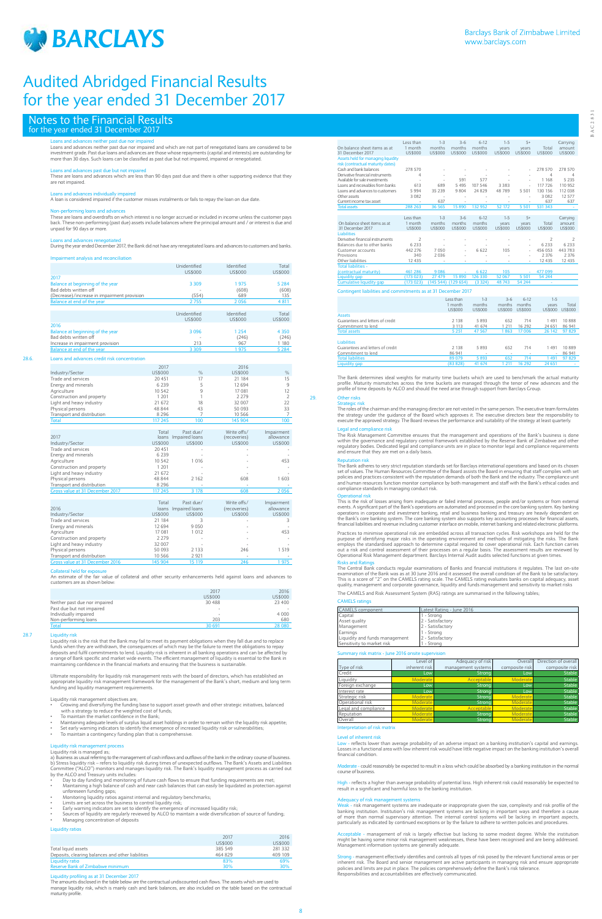# Audited Abridged Financial Results for the year ended 31 December 2017

## Notes to the Financial Results for the year ended 31 December 2017

### Loans and advances neither past due nor impaired

Loans and advances neither past due nor impaired and which are not part of renegotiated loans are considered to be investment grade. Past due loans and advances are those whose repayments (capital and interests) are outstanding for more than 30 days. Such loans can be classified as past due but not impaired, impaired or renegotiated.

### Loans and advances past due but not impaired

These are loans and advances which are less than 90 days past due and there is other supporting evidence that they are not impaired.

### Loans and advances individually impaired

A loan is considered impaired if the customer misses instalments or fails to repay the loan on due date.

### Non-performing loans and advances

These are loans and overdrafts on which interest is no longer accrued or included in income unless the customer pays back. These non-performing (past due) assets include balances where the principal amount and / or interest is due and unpaid for 90 days or more.

### Loans and advances renegotiated

During the year ended December 2017, the Bank did not have any renegotiated loans and advances to customers and banks.

### Impairment analysis and reconciliation

| | Unidentified US$000 | Identified US$000 | Total US$000 |
|---|---|---|---|
| **2017** | | | |
| Balance at beginning of the year | 3 309 | 1 975 | 5 284 |
| Bad debts written off | - | (608) | (608) |
| (Decrease)/increase in impairment provision | (554) | 689 | 135 |
| Balance at end of the year | 2 755 | 2 056 | 4 811 |

| | Unidentified US$000 | Identified US$000 | Total US$000 |
|---|---|---|---|
| **2016** | | | |
| Balance at beginning of the year | 3 096 | 1 254 | 4 350 |
| Bad debts written off | - | (246) | (246) |
| Increase in impairment provision | 213 | 967 | 1 180 |
| Balance at end of the year | 3 309 | 1 975 | 5 284 |

### 28.6. Loans and advances credit risk concentration

| Industry/Sector | 2017 US$000 | % | 2016 US$000 | % |
|---|---|---|---|---|
| Trade and services | 20 451 | 17 | 21 184 | 15 |
| Energy and minerals | 6 239 | 5 | 12 694 | 9 |
| Agriculture | 10 542 | 9 | 17 081 | 12 |
| Construction and property | 1 201 | 1 | 2 279 | 2 |
| Light and heavy industry | 21 672 | 18 | 32 007 | 22 |
| Physical persons | 48 844 | 43 | 50 093 | 33 |
| Transport and distribution | 8 296 | 7 | 10 566 | 7 |
| Total | 117 245 | 100 | 145 904 | 100 |

| 2017 Industry/Sector | Total loans US$000 | Past due/ Impaired loans US$000 | Write offs/ (recoveries) US$000 | Impairment allowance US$000 |
|---|---|---|---|---|
| Trade and services | 20 451 | - | - | - |
| Energy and minerals | 6 239 | - | - | - |
| Agriculture | 10 542 | 1 016 | - | 453 |
| Construction and property | 1 201 | - | - | - |
| Light and heavy industry | 21 672 | - | - | - |
| Physical persons | 48 844 | 2 162 | 608 | 1 603 |
| Transport and distribution | 8 296 | - | - | - |
| Gross value at 31 December 2017 | 117 245 | 3 178 | 608 | 2 056 |

| 2016 Industry/Sector | Total loans US$000 | Past due/ Impaired loans US$000 | Write offs/ (recoveries) US$000 | Impairment allowance US$000 |
|---|---|---|---|---|
| Trade and services | 21 184 | 3 | - | 3 |
| Energy and minerals | 12 694 | 9 050 | - | - |
| Agriculture | 17 081 | 1 012 | - | 453 |
| Construction and property | 2 279 | - | - | - |
| Light and heavy industry | 32 007 | - | - | - |
| Physical persons | 50 093 | 2 133 | 246 | 1 519 |
| Transport and distribution | 10 566 | 2 921 | - | - |
| Gross value at 31 December 2016 | 145 904 | 15 119 | 246 | 1 975 |

### Collateral held for exposure

An estimate of the fair value of collateral and other security enhancements held against loans and advances to customers are as shown below:

| | 2017 US$000 | 2016 US$000 |
|---|---|---|
| Neither past due nor impaired | 30 488 | 23 400 |
| Past due but not impaired | - | - |
| Individually impaired | - | 4 000 |
| Non-performing loans | 203 | 680 |
| Total | 30 691 | 28 080 |

### 28.7 Liquidity risk

Liquidity risk is the risk that the Bank may fail to meet its payment obligations when they fall due and to replace funds when they are withdrawn, the consequences of which may be the failure to meet the obligations to repay deposits and fulfil commitments to lend. Liquidity risk is inherent in all banking operations and can be affected by a range of Bank specific and market wide events. The efficient management of liquidity is essential to the Bank in maintaining confidence in the financial markets and ensuring that the business is sustainable.

Ultimate responsibility for liquidity risk management rests with the board of directors, which has established an appropriate liquidity risk management framework for the management of the Bank's short, medium and long term funding and liquidity management requirements.

Liquidity risk management objectives are;

- Growing and diversifying the funding base to support asset growth and other strategic initiatives, balanced with a strategy to reduce the weighted cost of funds;
- To maintain the market confidence in the Bank;
- Maintaining adequate levels of surplus liquid asset holdings in order to remain within the liquidity risk appetite;
- Set early warning indicators to identify the emergence of increased liquidity risk or vulnerabilities;
- To maintain a contingency funding plan that is comprehensive.

### Liquidity risk management process

Liquidity risk is managed as;

a) Business as usual referring to the management of cash inflows and outflows of the bank in the ordinary course of business.
b) Stress liquidity risk – refers to liquidity risk during times of unexpected outflows. The Bank's Assets and Liabilities Committee ("ALCO") monitors and manages liquidity risk. The Bank's liquidity management process as carried out by the ALCO and Treasury units includes:

- Day to day funding and monitoring of future cash flows to ensure that funding requirements are met;
- Maintaining a high balance of cash and near cash balances that can easily be liquidated as protection against unforeseen funding gaps;
- Monitoring liquidity ratios against internal and regulatory benchmarks;
- Limits are set across the business to control liquidity risk;
- Early warning indicators are set to identify the emergence of increased liquidity risk;
- Sources of liquidity are regularly reviewed by ALCO to maintain a wide diversification of source of funding;
- Managing concentration of deposits

### Liquidity ratios

| | 2017 US$000 | 2016 US$000 |
|---|---|---|
| Total liquid assets | 385 549 | 281 332 |
| Deposits, clearing balances and other liabilities | 464 829 | 409 109 |
| Liquidity ratio | 83% | 69% |
| Reserve Bank of Zimbabwe minimum | 30% | 30% |

### Liquidity profiling as at 31 December 2017

The amounts disclosed in the table below are the contractual undiscounted cash flows. The assets which are used to manage liquidity risk, which is mainly cash and bank balances, are also included on the table based on the contractual maturity profile.

| On balance sheet items as at 31 December 2017 | Less than 1 month US$000 | 1-3 months US$000 | 3-6 months US$000 | 6-12 months US$000 | 1-5 years US$000 | 5+ years US$000 | Total US$000 | Carrying amount US$000 |
|---|---|---|---|---|---|---|---|---|
| Assets held for managing liquidity risk (contractual maturity dates) | | | | | | | | |
| Cash and bank balances | 278 570 | - | - | - | - | - | 278 570 | 278 570 |
| Derivative financial instruments | 4 | - | - | - | - | - | 4 | 4 |
| Available for sale investments | - | - | 591 | 577 | - | - | 1 168 | 5 235 |
| Loans and receivables from banks | 613 | 689 | 5 495 | 107 546 | 3 383 | - | 117 726 | 110 952 |
| Loans and advances to customers | 5 994 | 35 239 | 9 804 | 24 829 | 48 789 | 5 501 | 130 156 | 112 038 |
| Other assets | 3 082 | - | - | - | - | - | 3 082 | 12 577 |
| Current income tax asset | - | 637 | - | - | - | - | 637 | 637 |
| Total assets | 288 263 | 36 565 | 15 890 | 132 952 | 52 172 | 5 501 | 531 343 | - |

| On balance sheet items as at 31 December 2017 | Less than 1 month US$000 | 1-3 months US$000 | 3-6 months US$000 | 6-12 months US$000 | 1-5 years US$000 | 5+ years US$000 | Total US$000 | Carrying amount US$000 |
|---|---|---|---|---|---|---|---|---|
| Liabilities | | | | | | | | |
| Derivative financial instruments | 2 | - | - | - | - | - | 2 | 2 |
| Balances due to other banks | 6 233 | - | - | - | - | - | 6 233 | 6 233 |
| Customer accounts | 442 276 | 7 050 | - | 6 622 | 105 | - | 456 053 | 443 783 |
| Provisions | 340 | 2 036 | - | - | - | - | 2 376 | 2 376 |
| Other liabilities | 12 435 | - | - | - | - | - | 12 435 | 12 435 |
| Total liabilities - (contractual maturity) | 461 286 | 9 086 | - | 6 622 | 105 | - | 477 099 | |
| Liquidity gap | (173 023) | 27 479 | 15 890 | 126 330 | 52 067 | 5 501 | 54 244 | |
| Cumulative liquidity gap | (173 023) | (145 544) | (129 654) | (3 324) | 48 743 | 54 244 | - | |

### Contingent liabilities and commitments as at 31 December 2017

| | Less than 1 month US$000 | 1-3 months US$000 | 3-6 months US$000 | 6-12 months US$000 | 1-5 years US$000 | Total US$000 |
|---|---|---|---|---|---|---|
| **Assets** | | | | | | |
| Guarantees and letters of credit | 2 138 | 5 893 | 652 | 714 | 1 491 | 10 888 |
| Commitment to lend | 3 113 | 41 674 | 1 211 | 16 292 | 24 651 | 86 941 |
| Total assets | 5 251 | 47 567 | 1 863 | 17 006 | 26 142 | 97 829 |
| **Liabilities** | | | | | | |
| Guarantees and letters of credit | 2 138 | 5 893 | 652 | 714 | 1 491 | 10 889 |
| Commitment to lend | 86 941 | - | - | - | - | 86 941 |
| Total liabilities | 89 079 | 5 893 | 652 | 714 | 1 491 | 97 829 |
| Liquidity gap | (83 828) | 41 674 | 1 211 | 16 292 | 24 651 | - |

The Bank determines ideal weights for maturity time buckets which are used to benchmark the actual maturity profile. Maturity mismatches across the time buckets are managed through the tenor of new advances and the profile of time deposits by ALCO and should the need arise through support from Barclays Group.

### 29. Other risks

#### Strategic risk

The roles of the chairman and the managing director are not vested in the same person. The executive team formulates the strategy under the guidance of the Board which approves it. The executive directors bear the responsibility to execute the approved strategy. The Board reviews the performance and suitability of the strategy at least quarterly.

#### Legal and compliance risk

The Risk Management Committee ensures that the management and operations of the Bank's business is done within the governance and regulatory control framework established by the Reserve Bank of Zimbabwe and other regulatory bodies. Dedicated legal and compliance units are in place to monitor legal and compliance requirements and ensure that they are met on a daily basis.

#### Reputation risk

The Bank adheres to very strict reputation standards set for Barclays international operations and based on its chosen set of values. The Human Resources Committee of the Board assists the Board in ensuring that staff complies with set policies and practices consistent with the reputation demands of both the Bank and the industry. The compliance unit and human resources function monitor compliance by both management and staff with the Bank's ethical codes and compliance standards in managing conduct risk.

#### Operational risk

This is the risk of losses arising from inadequate or failed internal processes, people and/or systems or from external events. A significant part of the Bank's operations are automated and processed in the core banking system. Key banking operations in corporate and investment banking, retail and business banking and treasury are heavily dependent on the Bank's core banking system. The core banking system also supports key accounting processes for financial assets, financial liabilities and revenue including customer interface on mobile, internet banking and related electronic platforms.

Practices to minimise operational risk are embedded across all transaction cycles. Risk workshops are held for the purpose of identifying major risks in the operating environment and methods of mitigating the risks. The Bank employs the standardised approach to determine capital required to cover operational risk. Each function carries out a risk and control assessment of their processes on a regular basis. The assessment results are reviewed by Operational Risk Management department. Barclays Internal Audit audits selected functions at given times.

#### Risks and Ratings

The Central Bank conducts regular examinations of Banks and financial institutions it regulates. The last on-site examination of the Bank was as at 30 June 2016 and it assessed the overall condition of the Bank to be satisfactory. This is a score of "2" on the CAMELS rating scale. The CAMELS rating evaluates banks on capital adequacy, asset quality, management and corporate governance, liquidity and funds management and sensitivity to market risks

The CAMELS and Risk Assessment System (RAS) ratings are summarised in the following tables;

#### CAMELS ratings

| CAMELS component | Latest Rating - June 2016 |
|---|---|
| Capital | 1 - Strong |
| Asset quality | 2 - Satisfactory |
| Management | 2 - Satisfactory |
| Earnings | 1 - Strong |
| Liquidity and funds management | 2 - Satisfactory |
| Sensitivity to market risk | 1 - Strong |

#### Summary risk matrix - June 2016 onsite supervision

| Type of risk | Level of inherent risk | Adequacy of risk management systems | Overall composite risk | Direction of overall composite risk |
|---|---|---|---|---|
| Credit | Low | Strong | Low | Stable |
| Liquidity | Moderate | Acceptable | Moderate | Stable |
| Foreign exchange | Low | Strong | Low | Stable |
| Interest rate | Low | Strong | Low | Stable |
| Strategic risk | Moderate | Strong | Moderate | Stable |
| Operational risk | Moderate | Strong | Moderate | Stable |
| Legal and compliance | Moderate | Acceptable | Moderate | Stable |
| Reputation | Moderate | Strong | Moderate | Stable |
| Overall | Moderate | Strong | Moderate | Stable |

#### Interpretation of risk matrix

##### Level of inherent risk

Low - reflects lower than average probability of an adverse impact on a banking institution's capital and earnings. Losses in a functional area with low inherent risk would have little negative impact on the banking institution's overall financial condition.

Moderate - could reasonably be expected to result in a loss which could be absorbed by a banking institution in the normal course of business.

High - reflects a higher than average probability of potential loss. High inherent risk could reasonably be expected to result in a significant and harmful loss to the banking institution.

##### Adequacy of risk management systems

Weak - risk management systems are inadequate or inappropriate given the size, complexity and risk profile of the banking institution. Institution's risk management systems are lacking in important ways and therefore a cause of more than normal supervisory attention. The internal control systems will be lacking in important aspects, particularly as indicated by continued exceptions or by the failure to adhere to written policies and procedures.

Acceptable - management of risk is largely effective but lacking to some modest degree. While the institution might be having some minor risk management weaknesses, these have been recognised and are being addressed. Management information systems are generally adequate.

Strong - management effectively identifies and controls all types of risk posed by the relevant functional areas or per inherent risk. The Board and senior management are active participants in managing risk and ensure appropriate policies and limits are put in place. The policies comprehensively define the Bank's risk tolerance. Responsibilities and accountabilities are effectively communicated.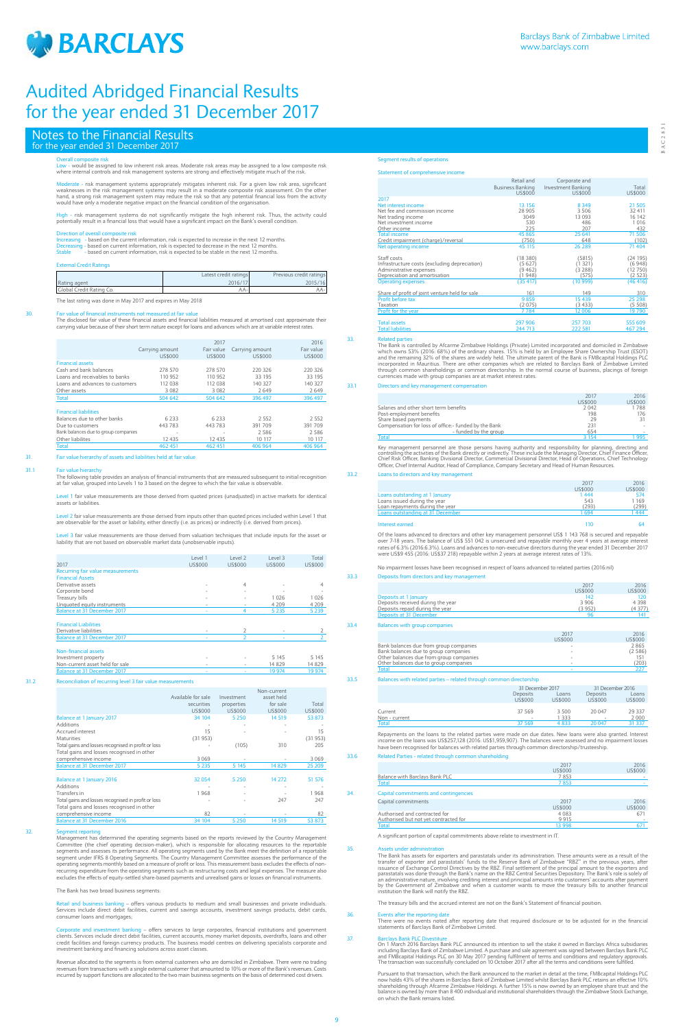# Audited Abridged Financial Results for the year ended 31 December 2017

## Notes to the Financial Results for the year ended 31 December 2017

**Overall composite risk**

Low - would be assigned to low inherent risk areas. Moderate risk areas may be assigned to a low composite risk where internal controls and risk management systems are strong and effectively mitigate much of the risk.

Moderate - risk management systems appropriately mitigates inherent risk. For a given low risk area, significant weaknesses in the risk management systems may result in a moderate composite risk assessment. On the other hand, a strong risk management system may reduce the risk so that any potential financial loss from the activity would have only a moderate negative impact on the financial condition of the organisation.

High - risk management systems do not significantly mitigate the high inherent risk. Thus, the activity could potentially result in a financial loss that would have a significant impact on the Bank's overall condition.

**Direction of overall composite risk**

Increasing - based on the current information, risk is expected to increase in the next 12 months.
Decreasing - based on current information, risk is expected to decrease in the next 12 months.
Stable - based on current information, risk is expected to be stable in the next 12 months.

**External Credit Ratings**

| | Latest credit ratings | Previous credit ratings |
|---|---|---|
| Rating agent | 2016/17 | 2015/16 |
| Global Credit Rating Co. | AA- | AA- |

The last rating was done in May 2017 and expires in May 2018

### 30. Fair value of financial instruments not measured at fair value

The disclosed fair value of these financial assets and financial liabilities measured at amortised cost approximate their carrying value because of their short term nature except for loans and advances which are at variable interest rates.

| | 2017 | | 2016 | |
|---|---|---|---|---|
| | Carrying amount US$000 | Fair value US$000 | Carrying amount US$000 | Fair value US$000 |
| **Financial assets** | | | | |
| Cash and bank balances | 278 570 | 278 570 | 220 326 | 220 326 |
| Loans and receivables to banks | 110 952 | 110 952 | 33 195 | 33 195 |
| Loans and advances to customers | 112 038 | 112 038 | 140 327 | 140 327 |
| Other assets | 3 082 | 3 082 | 2 649 | 2 649 |
| Total | 504 642 | 504 642 | 396 497 | 396 497 |
| **Financial liabilities** | | | | |
| Balances due to other banks | 6 233 | 6 233 | 2 552 | 2 552 |
| Due to customers | 443 783 | 443 783 | 391 709 | 391 709 |
| Bank balances due to group companies | - | - | 2 586 | 2 586 |
| Other liabilities | 12 435 | 12 435 | 10 117 | 10 117 |
| Total | 462 451 | 462 451 | 406 964 | 406 964 |

### 31. Fair value hierarchy of assets and liabilities held at fair value

#### 31.1 Fair value hierarchy

The following table provides an analysis of financial instruments that are measured subsequent to initial recognition at fair value, grouped into Levels 1 to 3 based on the degree to which the fair value is observable.

Level 1 fair value measurements are those derived from quoted prices (unadjusted) in active markets for identical assets or liabilities.

Level 2 fair value measurements are those derived from inputs other than quoted prices included within Level 1 that are observable for the asset or liability, either directly (i.e. as prices) or indirectly (i.e. derived from prices).

Level 3 fair value measurements are those derived from valuation techniques that include inputs for the asset or liability that are not based on observable market data (unobservable inputs).

| 2017 | Level 1 US$000 | Level 2 US$000 | Level 3 US$000 | Total US$000 |
|---|---|---|---|---|
| **Recurring fair value measurements** | | | | |
| **Financial Assets** | | | | |
| Derivative assets | - | 4 | - | 4 |
| Corporate bond | - | - | - | - |
| Treasury bills | - | - | 1 026 | 1 026 |
| Unquoted equity instruments | - | - | 4 209 | 4 209 |
| Balance at 31 December 2017 | - | 4 | 5 235 | 5 239 |
| **Financial Liabilities** | | | | |
| Derivative liabilities | - | 2 | - | 2 |
| Balance at 31 December 2017 | - | 2 | - | 2 |
| **Non-financial assets** | | | | |
| Investment property | - | - | 5 145 | 5 145 |
| Non-current asset held for sale | - | - | 14 829 | 14 829 |
| Balance at 31 December 2017 | - | - | 19 974 | 19 974 |

#### 31.2 Reconciliation of recurring level 3 fair value measurements

| | Available for sale securities US$000 | Investment properties US$000 | Non-current asset held for sale US$000 | Total US$000 |
|---|---|---|---|---|
| Balance at 1 January 2017 | 34 104 | 5 250 | 14 519 | 53 873 |
| Additions | - | - | - | - |
| Accrued interest | 15 | - | - | 15 |
| Maturities | (31 953) | - | - | (31 953) |
| Total gains and losses recognised in profit or loss | - | (105) | 310 | 205 |
| Total gains and losses recognised in other comprehensive income | 3 069 | - | - | 3 069 |
| Balance at 31 December 2017 | 5 235 | 5 145 | 14 829 | 25 209 |
| Balance at 1 January 2016 | 32 054 | 5 250 | 14 272 | 51 576 |
| Additions | - | - | - | - |
| Transfers in | 1 968 | - | - | 1 968 |
| Total gains and losses recognised in profit or loss | - | - | 247 | 247 |
| Total gains and losses recognised in other comprehensive income | 82 | - | - | 82 |
| Balance at 31 December 2016 | 34 104 | 5 250 | 14 519 | 53 873 |

### 32. Segment reporting

Management has determined the operating segments based on the reports reviewed by the Country Management Committee (the chief operating decision-maker), which is responsible for allocating resources to the reportable segments and assesses its performance. All operating segments used by the Bank meet the definition of a reportable segment under IFRS 8 Operating Segments. The Country Management Committee assesses the performance of the operating segments monthly based on a measure of profit or loss. This measurement basis excludes the effects of non-recurring expenditure from the operating segments such as restructuring costs and legal expenses. The measure also excludes the effects of equity-settled share-based payments and unrealised gains or losses on financial instruments.

The Bank has two broad business segments:

Retail and business banking – offers various products to medium and small businesses and private individuals. Services include direct debit facilities, current and savings accounts, investment savings products, debit cards, consumer loans and mortgages;

Corporate and investment banking – offers services to large corporates, financial institutions and government clients. Services include direct debit facilities, current accounts, money market deposits, overdrafts, loans and other credit facilities and foreign currency products. The business model centres on delivering specialists corporate and investment banking and financing solutions across asset classes.

Revenue allocated to the segments is from external customers who are domiciled in Zimbabwe. There were no trading revenues from transactions with a single external customer that amounted to 10% or more of the Bank's revenues. Costs incurred by support functions are allocated to the two main business segments on the basis of determined cost drivers.

**Segment results of operations**

**Statement of comprehensive income**

| | Retail and Business Banking US$000 | Corporate and Investment Banking US$000 | Total US$000 |
|---|---|---|---|
| **2017** | | | |
| Net interest income | 13 156 | 8 349 | 21 505 |
| Net fee and commission income | 28 905 | 3 506 | 32 411 |
| Net trading income | 3049 | 13 093 | 16 142 |
| Net investment income | 530 | 486 | 1 016 |
| Other income | 225 | 207 | 432 |
| Total income | 45 865 | 25 641 | 71 506 |
| Credit impairment (charge)/reversal | (750) | 648 | (102) |
| Net operating income | 45 115 | 26 289 | 71 404 |
| Staff costs | (18 380) | (5815) | (24 195) |
| Infrastructure costs (excluding depreciation) | (5 627) | (1 321) | (6 948) |
| Administrative expenses | (9 462) | (3 288) | (12 750) |
| Depreciation and amortisation | (1 948) | (575) | (2 523) |
| Operating expenses | (35 417) | (10 999) | (46 416) |
| Share of profit of joint venture held for sale | 161 | 149 | 310 |
| Profit before tax | 9 859 | 15 439 | 25 298 |
| Taxation | (2 075) | (3 433) | (5 508) |
| Profit for the year | 7 784 | 12 006 | 19 790 |
| Total assets | 297 906 | 257 703 | 555 609 |
| Total liabilities | 244 713 | 222 581 | 467 294 |

### 33. Related parties

The Bank is controlled by Afcarme Zimbabwe Holdings (Private) Limited incorporated and domiciled in Zimbabwe which owns 53% (2016: 68%) of the ordinary shares. 15% is held by an Employee Share Ownership Trust (ESOT) and the remaining 32% of the shares are widely held. The ultimate parent of the Bank is FMBcapital Holdings PLC incorporated in Mauritius. There are other companies which are related to Barclays Bank of Zimbabwe Limited through common shareholdings or common directorship. In the normal course of business, placings of foreign currencies made with group companies are at market interest rates.

#### 33.1 Directors and key management compensation

| | 2017 US$000 | 2016 US$000 |
|---|---|---|
| Salaries and other short term benefits | 2 042 | 1 788 |
| Post-employment benefits | 198 | 176 |
| Share based payments | 29 | 31 |
| Compensation for loss of office:- funded by the Bank | 231 | - |
| - funded by the group | 654 | - |
| Total | 3 154 | 1 995 |

Key management personnel are those persons having authority and responsibility for planning, directing and controlling the activities of the Bank directly or indirectly. These include the Managing Director, Chief Finance Officer, Chief Risk Officer, Banking Divisional Director, Commercial Divisional Director, Head of Operations, Chief Technology Officer, Chief Internal Auditor, Head of Compliance, Company Secretary and Head of Human Resources.

#### 33.2 Loans to directors and key management

| | 2017 US$000 | 2016 US$000 |
|---|---|---|
| Loans outstanding at 1 January | 1 444 | 574 |
| Loans issued during the year | 543 | 1 169 |
| Loan repayments during the year | (293) | (299) |
| Loans outstanding at 31 December | 1 694 | 1 444 |
| Interest earned | 110 | 64 |

Of the loans advanced to directors and other key management personnel US$ 1 143 768 is secured and repayable over 7-18 years. The balance of US$ 551 042 is unsecured and repayable monthly over 4 years at average interest rates of 6.3% (2016:6.3%). Loans and advances to non-executive directors during the year ended 31 December 2017 were US$9 455 (2016: US$37 218) repayable within 2 years at average interest rates of 13%.

No impairment losses have been recognised in respect of loans advanced to related parties (2016:nil)

#### 33.3 Deposits from directors and key management

| | 2017 US$000 | 2016 US$000 |
|---|---|---|
| Deposits at 1 January | 142 | 120 |
| Deposits received during the year | 3 906 | 4 398 |
| Deposits repaid during the year | (3 952) | (4 377) |
| Deposits at 31 December | 96 | 141 |

#### 33.4 Balances with group companies

| | 2017 US$000 | 2016 US$000 |
|---|---|---|
| Bank balances due from group companies | - | 2 865 |
| Bank balances due to group companies | - | (2 586) |
| Other balances due from group companies | - | 151 |
| Other balances due to group companies | - | (203) |
| Total | - | 227 |

#### 33.5 Balances with related parties – related through common directorship

| | 31 December 2017 | | 31 December 2016 | |
|---|---|---|---|---|
| | Deposits US$000 | Loans US$000 | Deposits US$000 | Loans US$000 |
| Current | 37 569 | 3 500 | 20 047 | 29 337 |
| Non - current | - | 1 333 | - | 2 000 |
| Total | 37 569 | 4 833 | 20 047 | 31 337 |

Repayments on the loans to the related parties were made on due dates. New loans were also granted. Interest income on the loans was US$257,128 (2016: US$1,959,907). The balances were assessed and no impairment losses have been recognised for balances with related parties through common directorship/trusteeship.

#### 33.6 Related Parties - related through common shareholding

| | 2017 US$000 | 2016 US$000 |
|---|---|---|
| Balance with Barclays Bank PLC | 7 853 | - |
| Total | 7 853 | - |

### 34. Capital commitments and contingencies

| Capital commitments | 2017 US$000 | 2016 US$000 |
|---|---|---|
| Authorised and contracted for | 4 083 | 671 |
| Authorised but not yet contracted for | 9 915 | - |
| Total | 13 998 | 671 |

A significant portion of capital commitments above relate to investment in IT.

### 35. Assets under administration

The Bank has assets for exporters and parastatals under its administration. These amounts were as a result of the transfer of exporter and parastatals' funds to the Reserve Bank of Zimbabwe "RBZ" in the previous years, after issuance of Exchange Control Directives by the RBZ. Final settlement of the principal amount to the exporters and parastatals was done through the Bank's name on the RBZ Central Securities Depository. The Bank's role is solely of an administrative nature, involving crediting interest and principal amounts into customers' accounts after payment by the Government of Zimbabwe and when a customer wants to move the treasury bills to another financial institution the Bank will notify the RBZ.

The treasury bills and the accrued interest are not on the Bank's Statement of financial position.

### 36. Events after the reporting date

There were no events noted after reporting date that required disclosure or to be adjusted for in the financial statements of Barclays Bank of Zimbabwe Limited.

### 37. Barclays Bank PLC Divestiture

On 1 March 2016 Barclays Bank PLC announced its intention to sell the stake it owned in Barclays Africa subsidiaries including Barclays Bank of Zimbabwe Limited. A purchase and sale agreement was signed between Barclays Bank PLC and FMBcapital Holdings PLC on 30 May 2017 pending fulfilment of terms and conditions and regulatory approvals. The transaction was successfully concluded on 10 October 2017 after all the terms and conditions were fulfilled.

Pursuant to that transaction, which the Bank announced to the market in detail at the time, FMBcapital Holdings PLC now holds 43% of the shares in Barclays Bank of Zimbabwe Limited whilst Barclays Bank PLC retains an effective 10% shareholding through Afcarme Zimbabwe Holdings. A further 15% is now owned by an employee share trust and the balance is owned by more than 8 400 individual and institutional shareholders through the Zimbabwe Stock Exchange, on which the Bank remains listed.